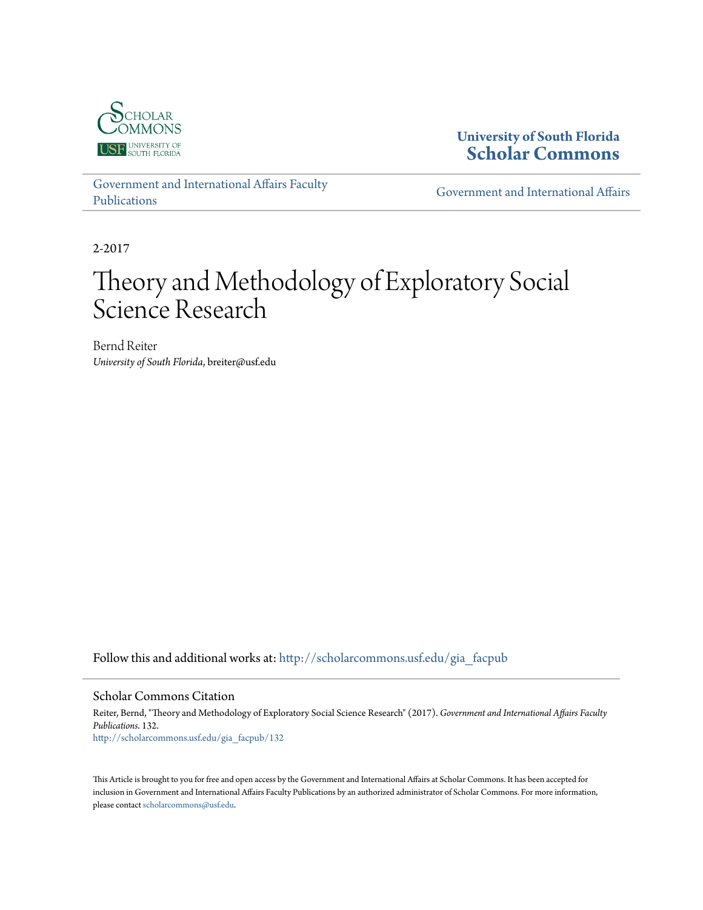University of South Florida
**Scholar Commons**

Government and International Affairs Faculty Publications

Government and International Affairs

2-2017

# Theory and Methodology of Exploratory Social Science Research

Bernd Reiter
*University of South Florida*, breiter@usf.edu

Follow this and additional works at: http://scholarcommons.usf.edu/gia_facpub

## Scholar Commons Citation

Reiter, Bernd, "Theory and Methodology of Exploratory Social Science Research" (2017). *Government and International Affairs Faculty Publications*. 132.
http://scholarcommons.usf.edu/gia_facpub/132

This Article is brought to you for free and open access by the Government and International Affairs at Scholar Commons. It has been accepted for inclusion in Government and International Affairs Faculty Publications by an authorized administrator of Scholar Commons. For more information, please contact scholarcommons@usf.edu.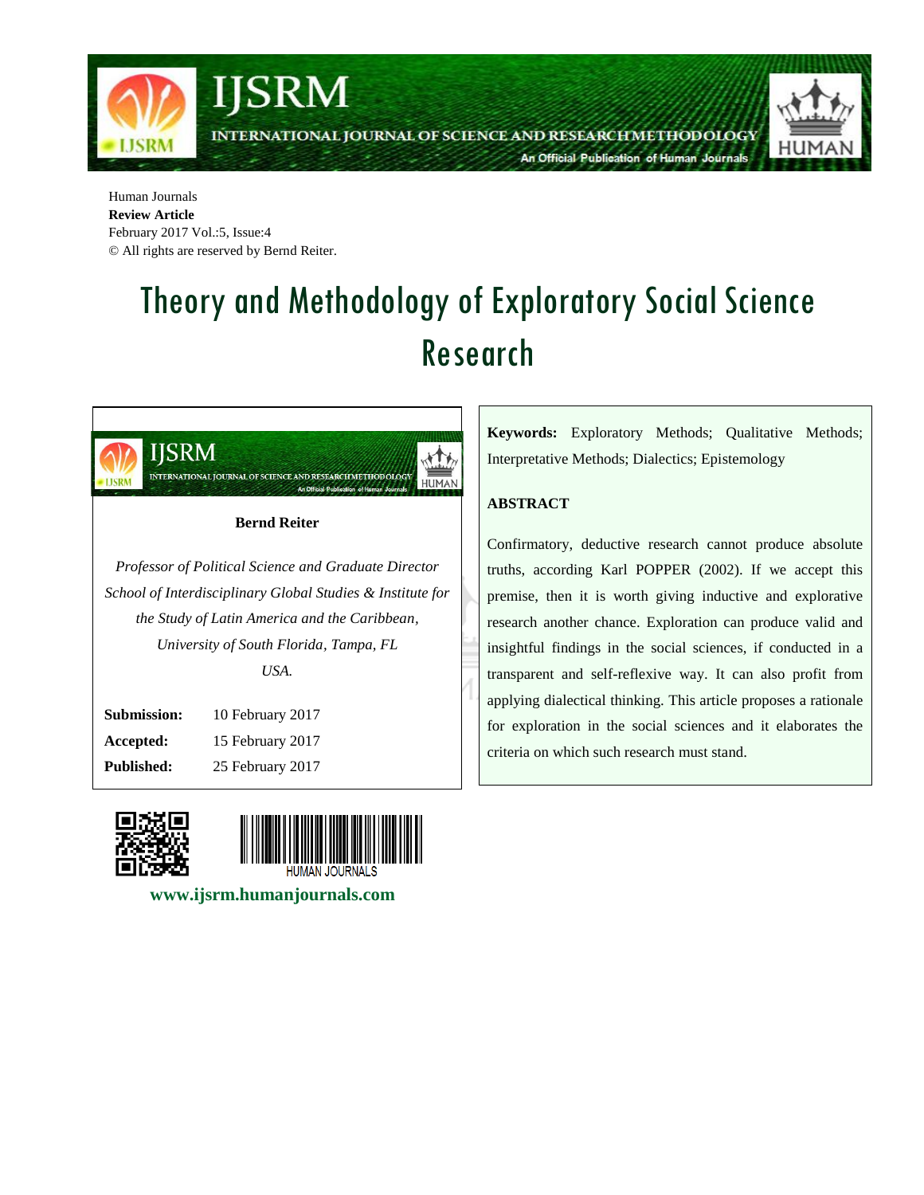Human Journals

**Review Article**

February 2017 Vol.:5, Issue:4

© All rights are reserved by Bernd Reiter.

# Theory and Methodology of Exploratory Social Science Research

**Bernd Reiter**

*Professor of Political Science and Graduate Director School of Interdisciplinary Global Studies & Institute for the Study of Latin America and the Caribbean, University of South Florida, Tampa, FL USA.*

| | |
|---|---|
| **Submission:** | 10 February 2017 |
| **Accepted:** | 15 February 2017 |
| **Published:** | 25 February 2017 |

**www.ijsrm.humanjournals.com**

**Keywords:** Exploratory Methods; Qualitative Methods; Interpretative Methods; Dialectics; Epistemology

## ABSTRACT

Confirmatory, deductive research cannot produce absolute truths, according Karl POPPER (2002). If we accept this premise, then it is worth giving inductive and explorative research another chance. Exploration can produce valid and insightful findings in the social sciences, if conducted in a transparent and self-reflexive way. It can also profit from applying dialectical thinking. This article proposes a rationale for exploration in the social sciences and it elaborates the criteria on which such research must stand.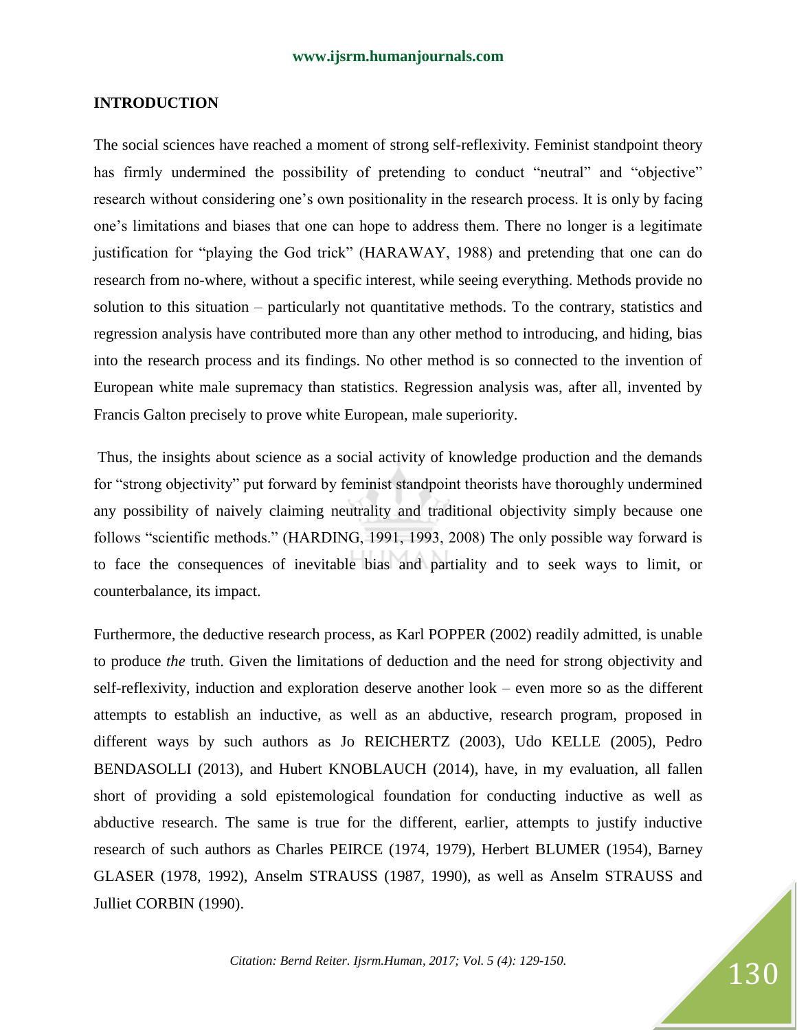## INTRODUCTION

The social sciences have reached a moment of strong self-reflexivity. Feminist standpoint theory has firmly undermined the possibility of pretending to conduct "neutral" and "objective" research without considering one's own positionality in the research process. It is only by facing one's limitations and biases that one can hope to address them. There no longer is a legitimate justification for "playing the God trick" (HARAWAY, 1988) and pretending that one can do research from no-where, without a specific interest, while seeing everything. Methods provide no solution to this situation – particularly not quantitative methods. To the contrary, statistics and regression analysis have contributed more than any other method to introducing, and hiding, bias into the research process and its findings. No other method is so connected to the invention of European white male supremacy than statistics. Regression analysis was, after all, invented by Francis Galton precisely to prove white European, male superiority.

Thus, the insights about science as a social activity of knowledge production and the demands for "strong objectivity" put forward by feminist standpoint theorists have thoroughly undermined any possibility of naively claiming neutrality and traditional objectivity simply because one follows "scientific methods." (HARDING, 1991, 1993, 2008) The only possible way forward is to face the consequences of inevitable bias and partiality and to seek ways to limit, or counterbalance, its impact.

Furthermore, the deductive research process, as Karl POPPER (2002) readily admitted, is unable to produce *the* truth. Given the limitations of deduction and the need for strong objectivity and self-reflexivity, induction and exploration deserve another look – even more so as the different attempts to establish an inductive, as well as an abductive, research program, proposed in different ways by such authors as Jo REICHERTZ (2003), Udo KELLE (2005), Pedro BENDASOLLI (2013), and Hubert KNOBLAUCH (2014), have, in my evaluation, all fallen short of providing a sold epistemological foundation for conducting inductive as well as abductive research. The same is true for the different, earlier, attempts to justify inductive research of such authors as Charles PEIRCE (1974, 1979), Herbert BLUMER (1954), Barney GLASER (1978, 1992), Anselm STRAUSS (1987, 1990), as well as Anselm STRAUSS and Julliet CORBIN (1990).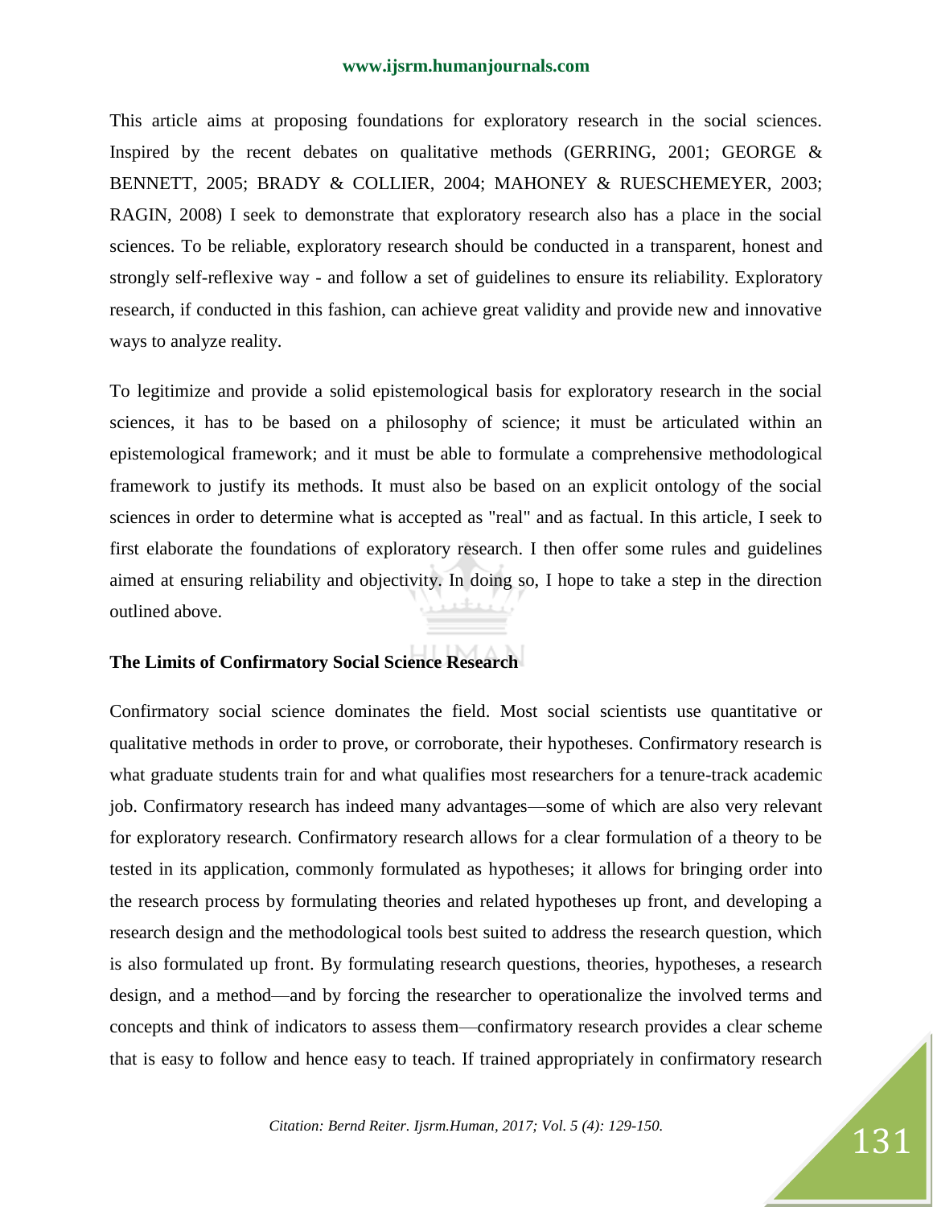This article aims at proposing foundations for exploratory research in the social sciences. Inspired by the recent debates on qualitative methods (GERRING, 2001; GEORGE & BENNETT, 2005; BRADY & COLLIER, 2004; MAHONEY & RUESCHEMEYER, 2003; RAGIN, 2008) I seek to demonstrate that exploratory research also has a place in the social sciences. To be reliable, exploratory research should be conducted in a transparent, honest and strongly self-reflexive way - and follow a set of guidelines to ensure its reliability. Exploratory research, if conducted in this fashion, can achieve great validity and provide new and innovative ways to analyze reality.

To legitimize and provide a solid epistemological basis for exploratory research in the social sciences, it has to be based on a philosophy of science; it must be articulated within an epistemological framework; and it must be able to formulate a comprehensive methodological framework to justify its methods. It must also be based on an explicit ontology of the social sciences in order to determine what is accepted as "real" and as factual. In this article, I seek to first elaborate the foundations of exploratory research. I then offer some rules and guidelines aimed at ensuring reliability and objectivity. In doing so, I hope to take a step in the direction outlined above.

**The Limits of Confirmatory Social Science Research**

Confirmatory social science dominates the field. Most social scientists use quantitative or qualitative methods in order to prove, or corroborate, their hypotheses. Confirmatory research is what graduate students train for and what qualifies most researchers for a tenure-track academic job. Confirmatory research has indeed many advantages—some of which are also very relevant for exploratory research. Confirmatory research allows for a clear formulation of a theory to be tested in its application, commonly formulated as hypotheses; it allows for bringing order into the research process by formulating theories and related hypotheses up front, and developing a research design and the methodological tools best suited to address the research question, which is also formulated up front. By formulating research questions, theories, hypotheses, a research design, and a method—and by forcing the researcher to operationalize the involved terms and concepts and think of indicators to assess them—confirmatory research provides a clear scheme that is easy to follow and hence easy to teach. If trained appropriately in confirmatory research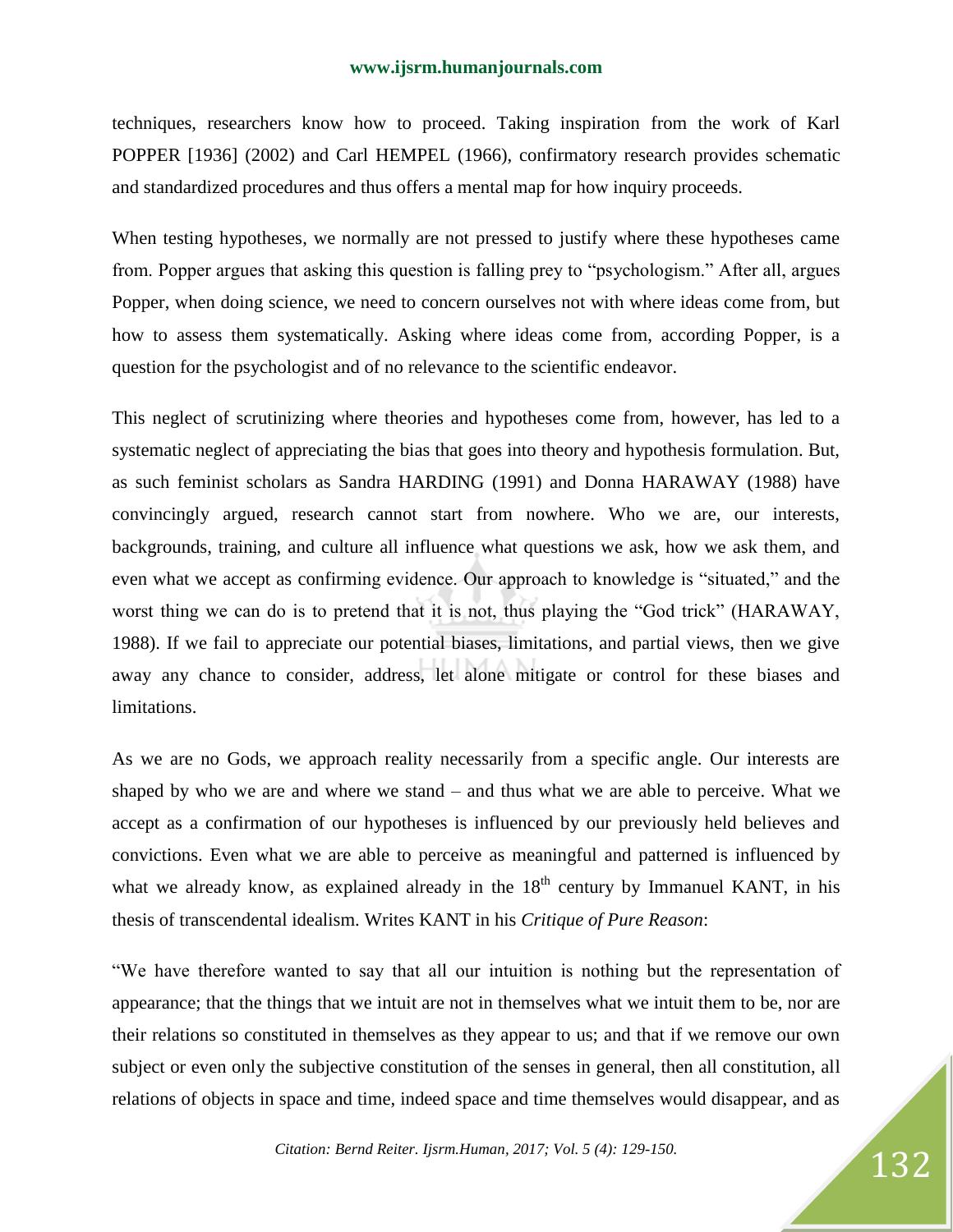techniques, researchers know how to proceed. Taking inspiration from the work of Karl POPPER [1936] (2002) and Carl HEMPEL (1966), confirmatory research provides schematic and standardized procedures and thus offers a mental map for how inquiry proceeds.

When testing hypotheses, we normally are not pressed to justify where these hypotheses came from. Popper argues that asking this question is falling prey to "psychologism." After all, argues Popper, when doing science, we need to concern ourselves not with where ideas come from, but how to assess them systematically. Asking where ideas come from, according Popper, is a question for the psychologist and of no relevance to the scientific endeavor.

This neglect of scrutinizing where theories and hypotheses come from, however, has led to a systematic neglect of appreciating the bias that goes into theory and hypothesis formulation. But, as such feminist scholars as Sandra HARDING (1991) and Donna HARAWAY (1988) have convincingly argued, research cannot start from nowhere. Who we are, our interests, backgrounds, training, and culture all influence what questions we ask, how we ask them, and even what we accept as confirming evidence. Our approach to knowledge is "situated," and the worst thing we can do is to pretend that it is not, thus playing the "God trick" (HARAWAY, 1988). If we fail to appreciate our potential biases, limitations, and partial views, then we give away any chance to consider, address, let alone mitigate or control for these biases and limitations.

As we are no Gods, we approach reality necessarily from a specific angle. Our interests are shaped by who we are and where we stand – and thus what we are able to perceive. What we accept as a confirmation of our hypotheses is influenced by our previously held believes and convictions. Even what we are able to perceive as meaningful and patterned is influenced by what we already know, as explained already in the 18th century by Immanuel KANT, in his thesis of transcendental idealism. Writes KANT in his *Critique of Pure Reason*:

"We have therefore wanted to say that all our intuition is nothing but the representation of appearance; that the things that we intuit are not in themselves what we intuit them to be, nor are their relations so constituted in themselves as they appear to us; and that if we remove our own subject or even only the subjective constitution of the senses in general, then all constitution, all relations of objects in space and time, indeed space and time themselves would disappear, and as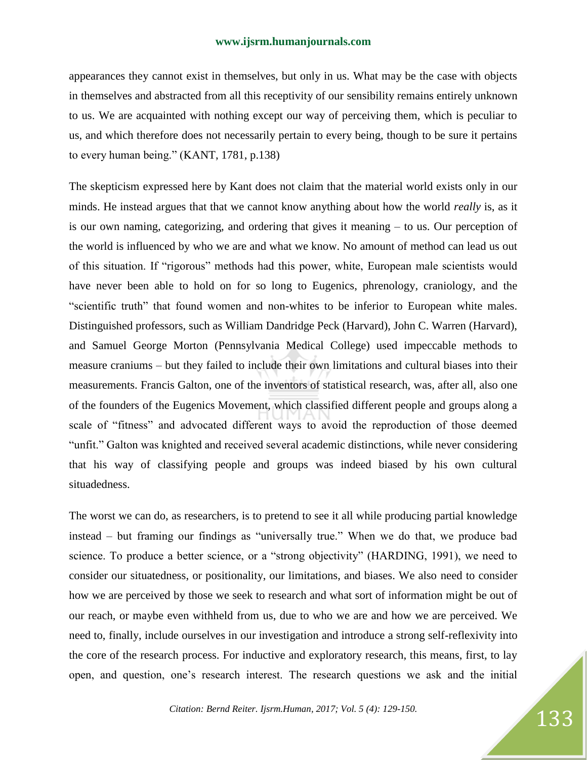appearances they cannot exist in themselves, but only in us. What may be the case with objects in themselves and abstracted from all this receptivity of our sensibility remains entirely unknown to us. We are acquainted with nothing except our way of perceiving them, which is peculiar to us, and which therefore does not necessarily pertain to every being, though to be sure it pertains to every human being." (KANT, 1781, p.138)

The skepticism expressed here by Kant does not claim that the material world exists only in our minds. He instead argues that that we cannot know anything about how the world *really* is, as it is our own naming, categorizing, and ordering that gives it meaning – to us. Our perception of the world is influenced by who we are and what we know. No amount of method can lead us out of this situation. If "rigorous" methods had this power, white, European male scientists would have never been able to hold on for so long to Eugenics, phrenology, craniology, and the "scientific truth" that found women and non-whites to be inferior to European white males. Distinguished professors, such as William Dandridge Peck (Harvard), John C. Warren (Harvard), and Samuel George Morton (Pennsylvania Medical College) used impeccable methods to measure craniums – but they failed to include their own limitations and cultural biases into their measurements. Francis Galton, one of the inventors of statistical research, was, after all, also one of the founders of the Eugenics Movement, which classified different people and groups along a scale of "fitness" and advocated different ways to avoid the reproduction of those deemed "unfit." Galton was knighted and received several academic distinctions, while never considering that his way of classifying people and groups was indeed biased by his own cultural situadedness.

The worst we can do, as researchers, is to pretend to see it all while producing partial knowledge instead – but framing our findings as "universally true." When we do that, we produce bad science. To produce a better science, or a "strong objectivity" (HARDING, 1991), we need to consider our situatedness, or positionality, our limitations, and biases. We also need to consider how we are perceived by those we seek to research and what sort of information might be out of our reach, or maybe even withheld from us, due to who we are and how we are perceived. We need to, finally, include ourselves in our investigation and introduce a strong self-reflexivity into the core of the research process. For inductive and exploratory research, this means, first, to lay open, and question, one's research interest. The research questions we ask and the initial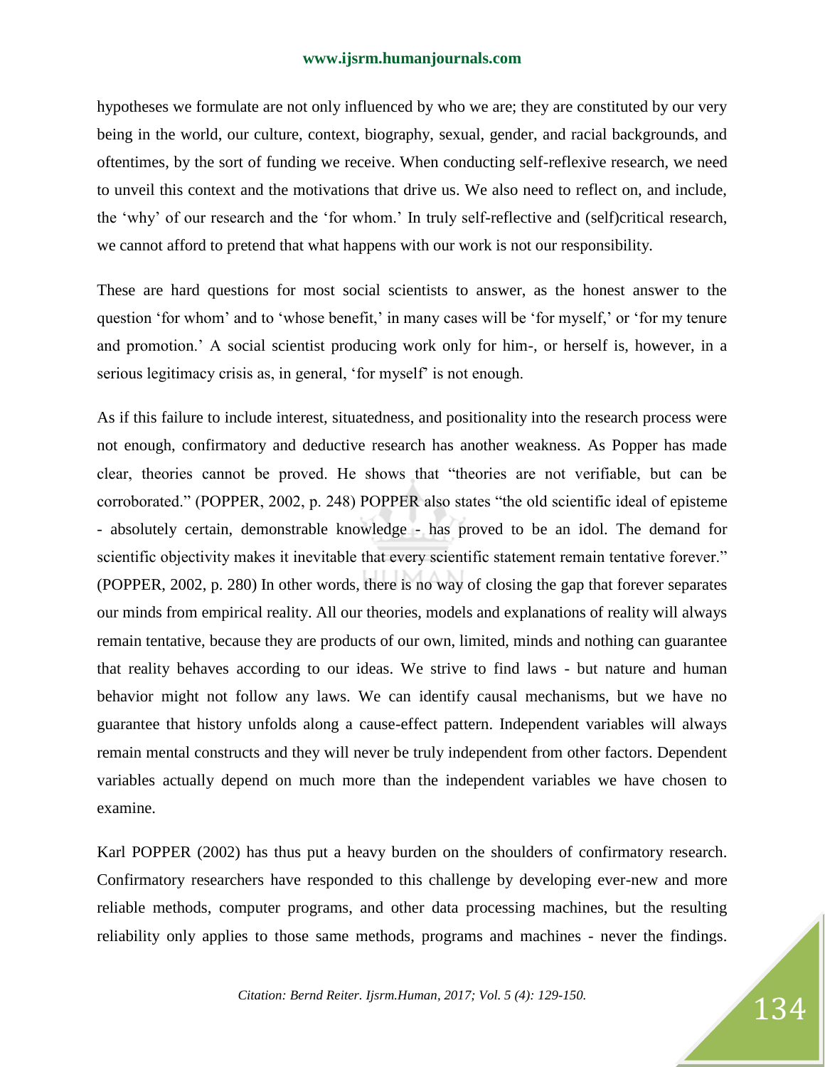hypotheses we formulate are not only influenced by who we are; they are constituted by our very being in the world, our culture, context, biography, sexual, gender, and racial backgrounds, and oftentimes, by the sort of funding we receive. When conducting self-reflexive research, we need to unveil this context and the motivations that drive us. We also need to reflect on, and include, the 'why' of our research and the 'for whom.' In truly self-reflective and (self)critical research, we cannot afford to pretend that what happens with our work is not our responsibility.

These are hard questions for most social scientists to answer, as the honest answer to the question 'for whom' and to 'whose benefit,' in many cases will be 'for myself,' or 'for my tenure and promotion.' A social scientist producing work only for him-, or herself is, however, in a serious legitimacy crisis as, in general, 'for myself' is not enough.

As if this failure to include interest, situatedness, and positionality into the research process were not enough, confirmatory and deductive research has another weakness. As Popper has made clear, theories cannot be proved. He shows that "theories are not verifiable, but can be corroborated." (POPPER, 2002, p. 248) POPPER also states "the old scientific ideal of episteme - absolutely certain, demonstrable knowledge - has proved to be an idol. The demand for scientific objectivity makes it inevitable that every scientific statement remain tentative forever." (POPPER, 2002, p. 280) In other words, there is no way of closing the gap that forever separates our minds from empirical reality. All our theories, models and explanations of reality will always remain tentative, because they are products of our own, limited, minds and nothing can guarantee that reality behaves according to our ideas. We strive to find laws - but nature and human behavior might not follow any laws. We can identify causal mechanisms, but we have no guarantee that history unfolds along a cause-effect pattern. Independent variables will always remain mental constructs and they will never be truly independent from other factors. Dependent variables actually depend on much more than the independent variables we have chosen to examine.

Karl POPPER (2002) has thus put a heavy burden on the shoulders of confirmatory research. Confirmatory researchers have responded to this challenge by developing ever-new and more reliable methods, computer programs, and other data processing machines, but the resulting reliability only applies to those same methods, programs and machines - never the findings.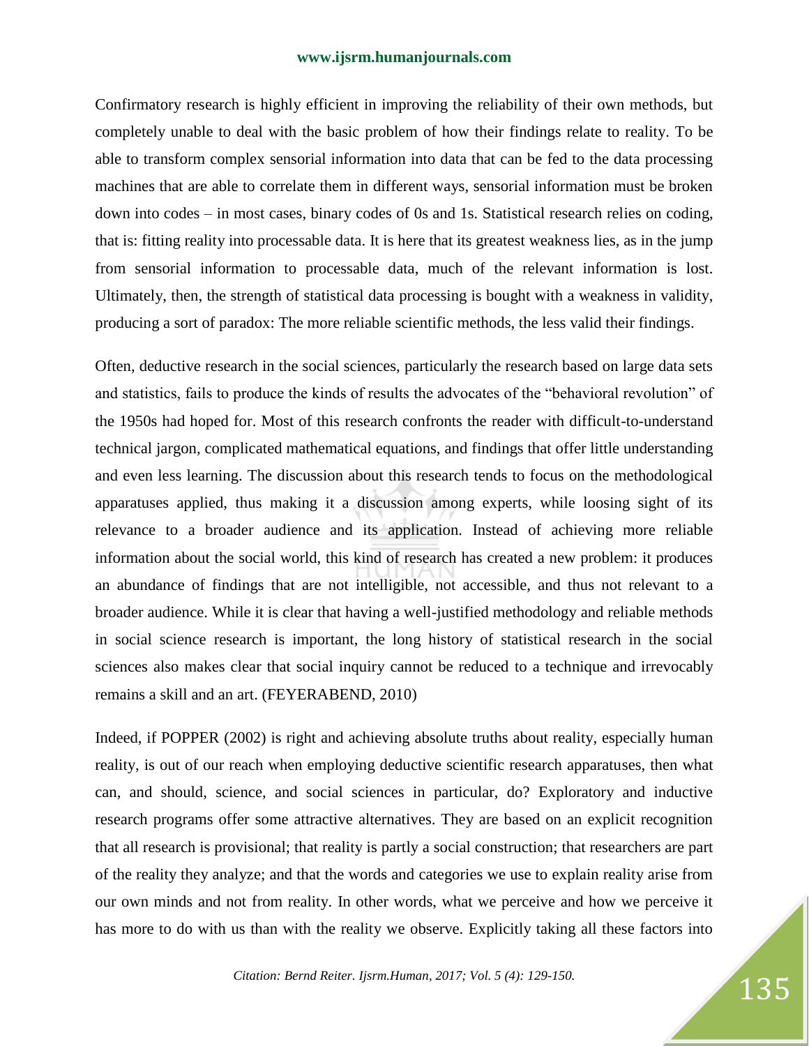Confirmatory research is highly efficient in improving the reliability of their own methods, but completely unable to deal with the basic problem of how their findings relate to reality. To be able to transform complex sensorial information into data that can be fed to the data processing machines that are able to correlate them in different ways, sensorial information must be broken down into codes – in most cases, binary codes of 0s and 1s. Statistical research relies on coding, that is: fitting reality into processable data. It is here that its greatest weakness lies, as in the jump from sensorial information to processable data, much of the relevant information is lost. Ultimately, then, the strength of statistical data processing is bought with a weakness in validity, producing a sort of paradox: The more reliable scientific methods, the less valid their findings.

Often, deductive research in the social sciences, particularly the research based on large data sets and statistics, fails to produce the kinds of results the advocates of the "behavioral revolution" of the 1950s had hoped for. Most of this research confronts the reader with difficult-to-understand technical jargon, complicated mathematical equations, and findings that offer little understanding and even less learning. The discussion about this research tends to focus on the methodological apparatuses applied, thus making it a discussion among experts, while loosing sight of its relevance to a broader audience and its application. Instead of achieving more reliable information about the social world, this kind of research has created a new problem: it produces an abundance of findings that are not intelligible, not accessible, and thus not relevant to a broader audience. While it is clear that having a well-justified methodology and reliable methods in social science research is important, the long history of statistical research in the social sciences also makes clear that social inquiry cannot be reduced to a technique and irrevocably remains a skill and an art. (FEYERABEND, 2010)

Indeed, if POPPER (2002) is right and achieving absolute truths about reality, especially human reality, is out of our reach when employing deductive scientific research apparatuses, then what can, and should, science, and social sciences in particular, do? Exploratory and inductive research programs offer some attractive alternatives. They are based on an explicit recognition that all research is provisional; that reality is partly a social construction; that researchers are part of the reality they analyze; and that the words and categories we use to explain reality arise from our own minds and not from reality. In other words, what we perceive and how we perceive it has more to do with us than with the reality we observe. Explicitly taking all these factors into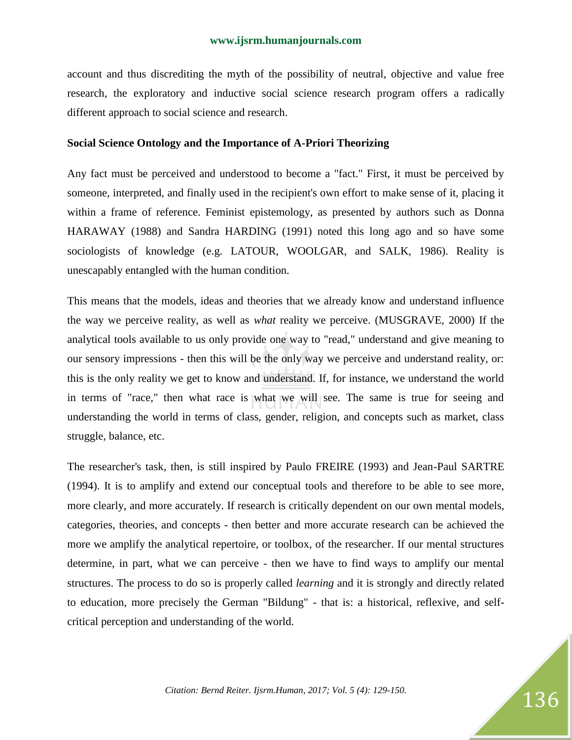account and thus discrediting the myth of the possibility of neutral, objective and value free research, the exploratory and inductive social science research program offers a radically different approach to social science and research.

**Social Science Ontology and the Importance of A-Priori Theorizing**

Any fact must be perceived and understood to become a "fact." First, it must be perceived by someone, interpreted, and finally used in the recipient's own effort to make sense of it, placing it within a frame of reference. Feminist epistemology, as presented by authors such as Donna HARAWAY (1988) and Sandra HARDING (1991) noted this long ago and so have some sociologists of knowledge (e.g. LATOUR, WOOLGAR, and SALK, 1986). Reality is unescapably entangled with the human condition.

This means that the models, ideas and theories that we already know and understand influence the way we perceive reality, as well as *what* reality we perceive. (MUSGRAVE, 2000) If the analytical tools available to us only provide one way to "read," understand and give meaning to our sensory impressions - then this will be the only way we perceive and understand reality, or: this is the only reality we get to know and understand. If, for instance, we understand the world in terms of "race," then what race is what we will see. The same is true for seeing and understanding the world in terms of class, gender, religion, and concepts such as market, class struggle, balance, etc.

The researcher's task, then, is still inspired by Paulo FREIRE (1993) and Jean-Paul SARTRE (1994). It is to amplify and extend our conceptual tools and therefore to be able to see more, more clearly, and more accurately. If research is critically dependent on our own mental models, categories, theories, and concepts - then better and more accurate research can be achieved the more we amplify the analytical repertoire, or toolbox, of the researcher. If our mental structures determine, in part, what we can perceive - then we have to find ways to amplify our mental structures. The process to do so is properly called *learning* and it is strongly and directly related to education, more precisely the German "Bildung" - that is: a historical, reflexive, and self-critical perception and understanding of the world.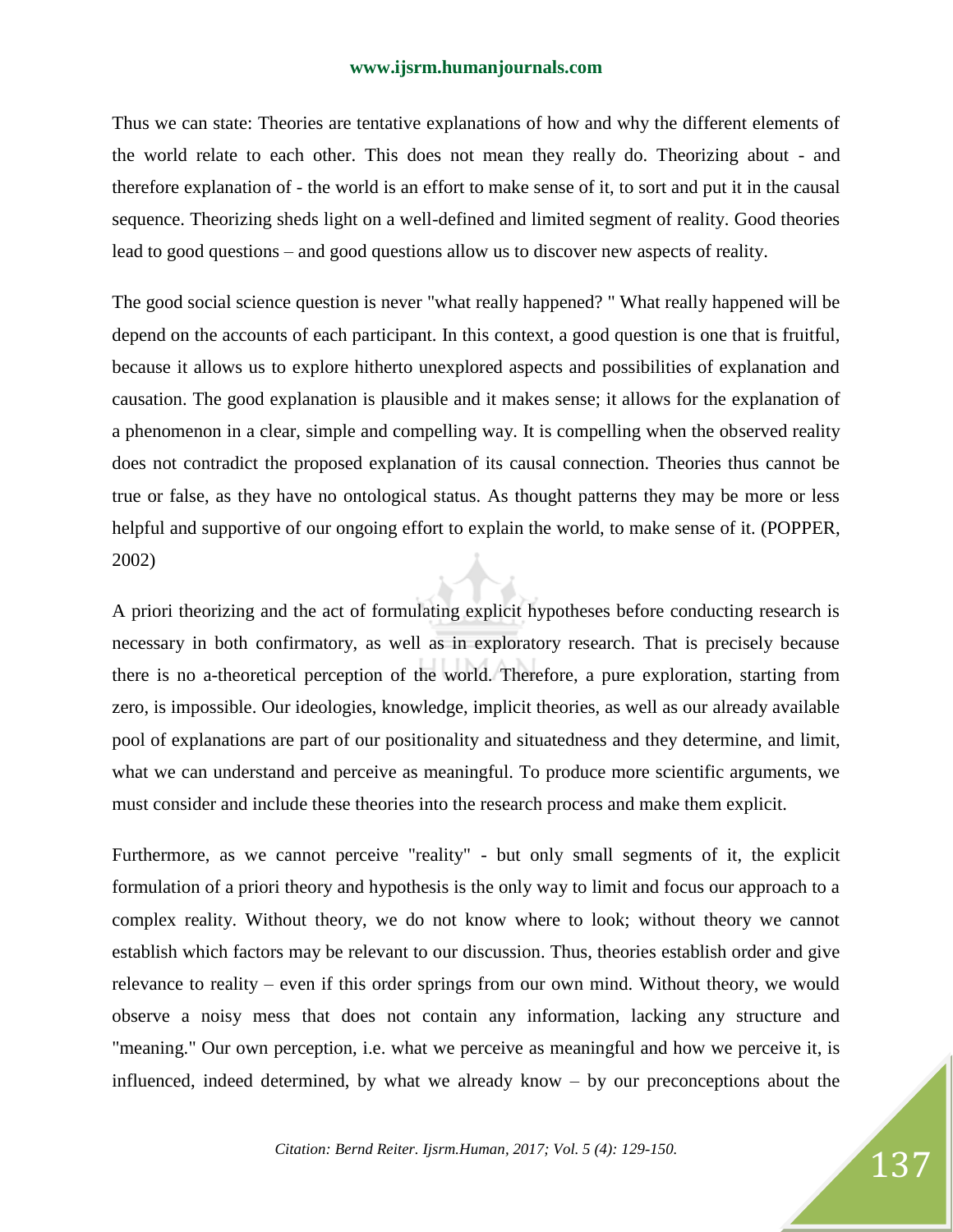Thus we can state: Theories are tentative explanations of how and why the different elements of the world relate to each other. This does not mean they really do. Theorizing about - and therefore explanation of - the world is an effort to make sense of it, to sort and put it in the causal sequence. Theorizing sheds light on a well-defined and limited segment of reality. Good theories lead to good questions – and good questions allow us to discover new aspects of reality.

The good social science question is never "what really happened? " What really happened will be depend on the accounts of each participant. In this context, a good question is one that is fruitful, because it allows us to explore hitherto unexplored aspects and possibilities of explanation and causation. The good explanation is plausible and it makes sense; it allows for the explanation of a phenomenon in a clear, simple and compelling way. It is compelling when the observed reality does not contradict the proposed explanation of its causal connection. Theories thus cannot be true or false, as they have no ontological status. As thought patterns they may be more or less helpful and supportive of our ongoing effort to explain the world, to make sense of it. (POPPER, 2002)

A priori theorizing and the act of formulating explicit hypotheses before conducting research is necessary in both confirmatory, as well as in exploratory research. That is precisely because there is no a-theoretical perception of the world. Therefore, a pure exploration, starting from zero, is impossible. Our ideologies, knowledge, implicit theories, as well as our already available pool of explanations are part of our positionality and situatedness and they determine, and limit, what we can understand and perceive as meaningful. To produce more scientific arguments, we must consider and include these theories into the research process and make them explicit.

Furthermore, as we cannot perceive "reality" - but only small segments of it, the explicit formulation of a priori theory and hypothesis is the only way to limit and focus our approach to a complex reality. Without theory, we do not know where to look; without theory we cannot establish which factors may be relevant to our discussion. Thus, theories establish order and give relevance to reality – even if this order springs from our own mind. Without theory, we would observe a noisy mess that does not contain any information, lacking any structure and "meaning." Our own perception, i.e. what we perceive as meaningful and how we perceive it, is influenced, indeed determined, by what we already know – by our preconceptions about the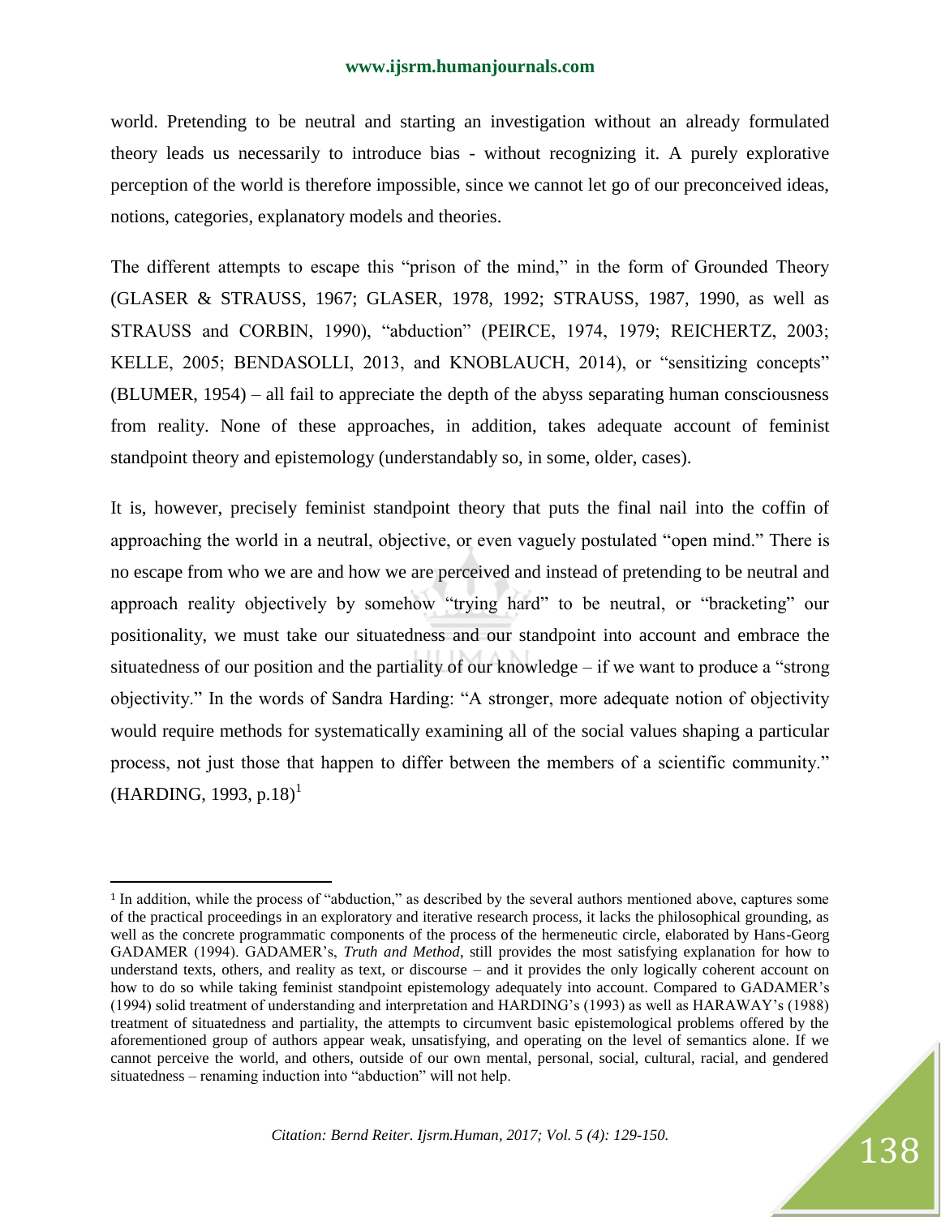world. Pretending to be neutral and starting an investigation without an already formulated theory leads us necessarily to introduce bias - without recognizing it. A purely explorative perception of the world is therefore impossible, since we cannot let go of our preconceived ideas, notions, categories, explanatory models and theories.

The different attempts to escape this "prison of the mind," in the form of Grounded Theory (GLASER & STRAUSS, 1967; GLASER, 1978, 1992; STRAUSS, 1987, 1990, as well as STRAUSS and CORBIN, 1990), "abduction" (PEIRCE, 1974, 1979; REICHERTZ, 2003; KELLE, 2005; BENDASOLLI, 2013, and KNOBLAUCH, 2014), or "sensitizing concepts" (BLUMER, 1954) – all fail to appreciate the depth of the abyss separating human consciousness from reality. None of these approaches, in addition, takes adequate account of feminist standpoint theory and epistemology (understandably so, in some, older, cases).

It is, however, precisely feminist standpoint theory that puts the final nail into the coffin of approaching the world in a neutral, objective, or even vaguely postulated "open mind." There is no escape from who we are and how we are perceived and instead of pretending to be neutral and approach reality objectively by somehow "trying hard" to be neutral, or "bracketing" our positionality, we must take our situatedness and our standpoint into account and embrace the situatedness of our position and the partiality of our knowledge – if we want to produce a "strong objectivity." In the words of Sandra Harding: "A stronger, more adequate notion of objectivity would require methods for systematically examining all of the social values shaping a particular process, not just those that happen to differ between the members of a scientific community." (HARDING, 1993, p.18)[1]

---

[1] In addition, while the process of "abduction," as described by the several authors mentioned above, captures some of the practical proceedings in an exploratory and iterative research process, it lacks the philosophical grounding, as well as the concrete programmatic components of the process of the hermeneutic circle, elaborated by Hans-Georg GADAMER (1994). GADAMER's, *Truth and Method*, still provides the most satisfying explanation for how to understand texts, others, and reality as text, or discourse – and it provides the only logically coherent account on how to do so while taking feminist standpoint epistemology adequately into account. Compared to GADAMER's (1994) solid treatment of understanding and interpretation and HARDING's (1993) as well as HARAWAY's (1988) treatment of situatedness and partiality, the attempts to circumvent basic epistemological problems offered by the aforementioned group of authors appear weak, unsatisfying, and operating on the level of semantics alone. If we cannot perceive the world, and others, outside of our own mental, personal, social, cultural, racial, and gendered situatedness – renaming induction into "abduction" will not help.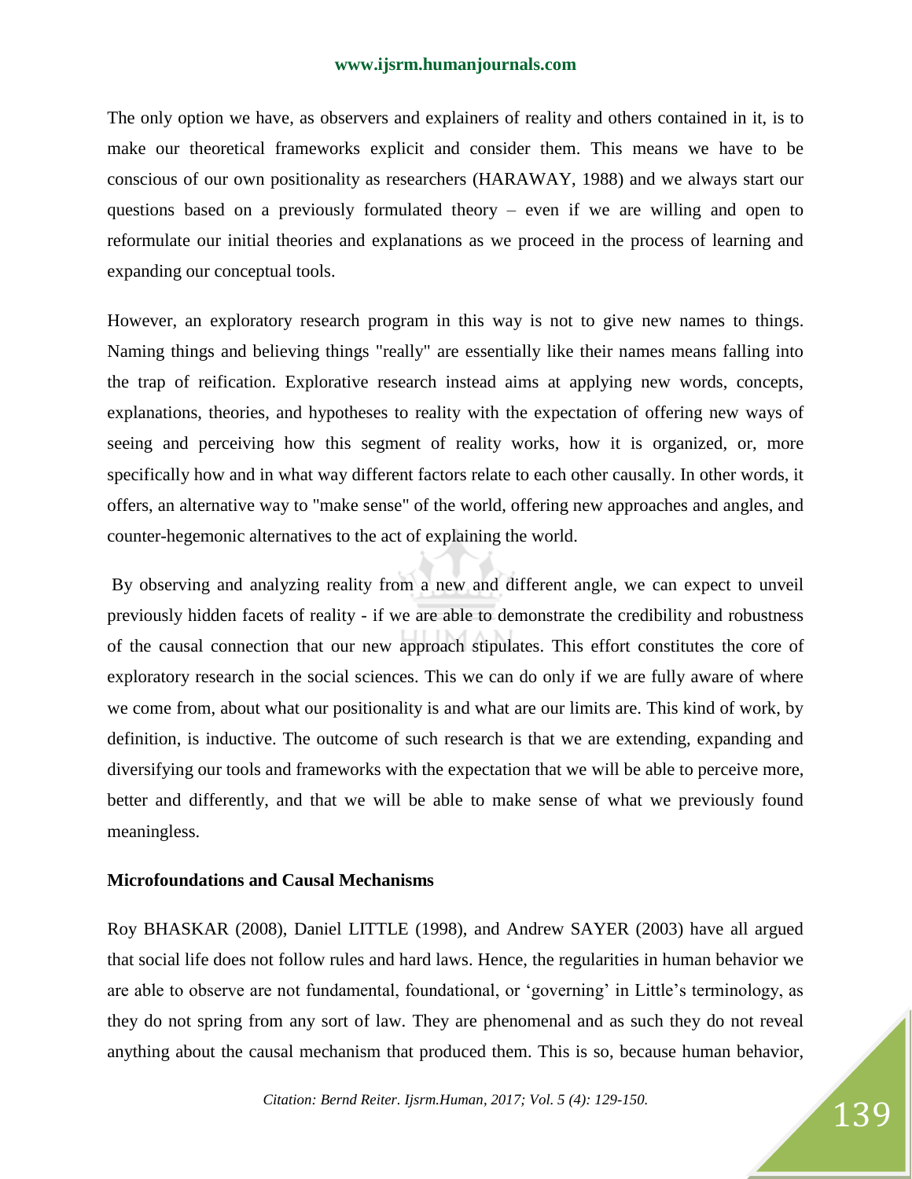The only option we have, as observers and explainers of reality and others contained in it, is to make our theoretical frameworks explicit and consider them. This means we have to be conscious of our own positionality as researchers (HARAWAY, 1988) and we always start our questions based on a previously formulated theory – even if we are willing and open to reformulate our initial theories and explanations as we proceed in the process of learning and expanding our conceptual tools.

However, an exploratory research program in this way is not to give new names to things. Naming things and believing things "really" are essentially like their names means falling into the trap of reification. Explorative research instead aims at applying new words, concepts, explanations, theories, and hypotheses to reality with the expectation of offering new ways of seeing and perceiving how this segment of reality works, how it is organized, or, more specifically how and in what way different factors relate to each other causally. In other words, it offers, an alternative way to "make sense" of the world, offering new approaches and angles, and counter-hegemonic alternatives to the act of explaining the world.

By observing and analyzing reality from a new and different angle, we can expect to unveil previously hidden facets of reality - if we are able to demonstrate the credibility and robustness of the causal connection that our new approach stipulates. This effort constitutes the core of exploratory research in the social sciences. This we can do only if we are fully aware of where we come from, about what our positionality is and what are our limits are. This kind of work, by definition, is inductive. The outcome of such research is that we are extending, expanding and diversifying our tools and frameworks with the expectation that we will be able to perceive more, better and differently, and that we will be able to make sense of what we previously found meaningless.

**Microfoundations and Causal Mechanisms**

Roy BHASKAR (2008), Daniel LITTLE (1998), and Andrew SAYER (2003) have all argued that social life does not follow rules and hard laws. Hence, the regularities in human behavior we are able to observe are not fundamental, foundational, or 'governing' in Little's terminology, as they do not spring from any sort of law. They are phenomenal and as such they do not reveal anything about the causal mechanism that produced them. This is so, because human behavior,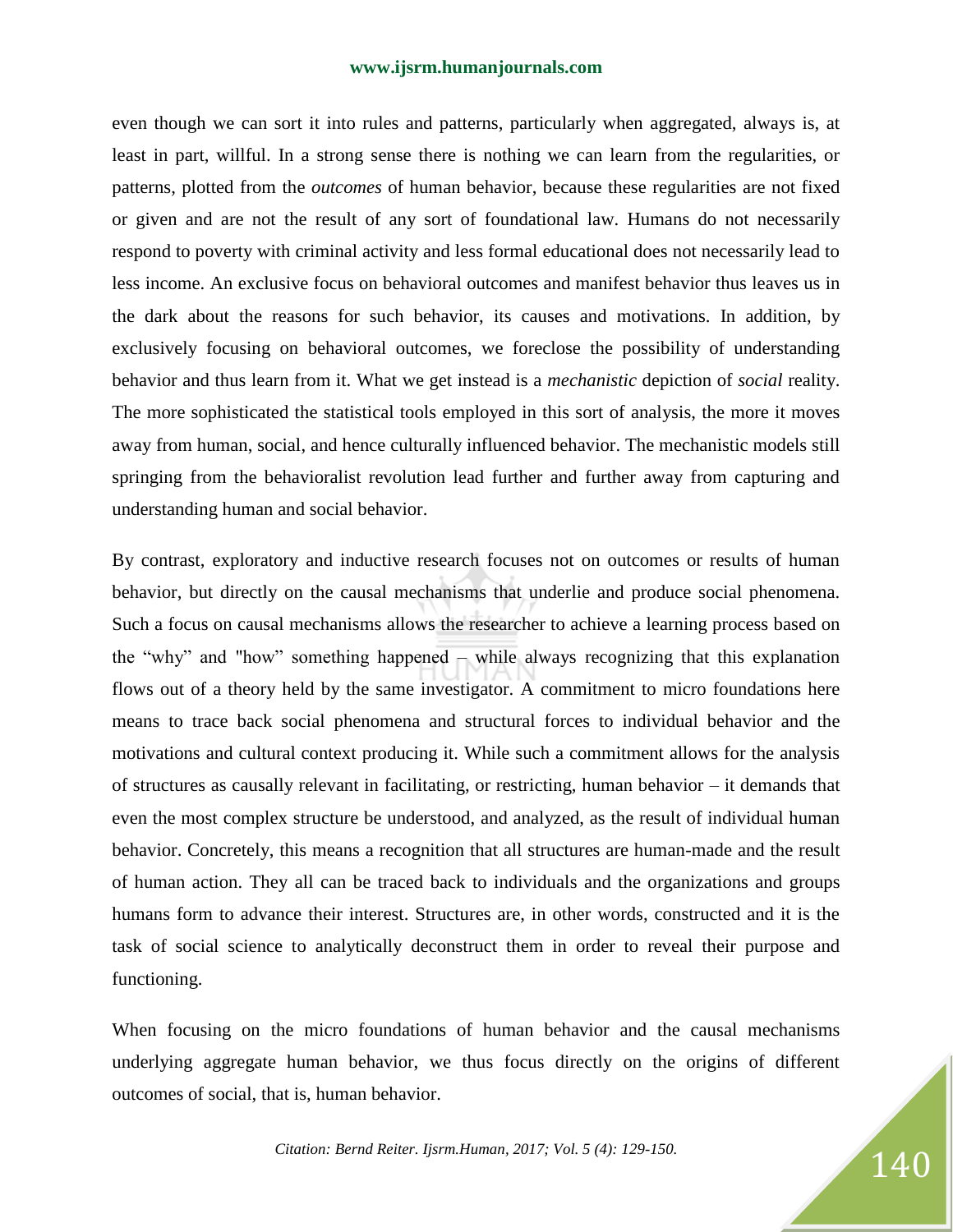even though we can sort it into rules and patterns, particularly when aggregated, always is, at least in part, willful. In a strong sense there is nothing we can learn from the regularities, or patterns, plotted from the *outcomes* of human behavior, because these regularities are not fixed or given and are not the result of any sort of foundational law. Humans do not necessarily respond to poverty with criminal activity and less formal educational does not necessarily lead to less income. An exclusive focus on behavioral outcomes and manifest behavior thus leaves us in the dark about the reasons for such behavior, its causes and motivations. In addition, by exclusively focusing on behavioral outcomes, we foreclose the possibility of understanding behavior and thus learn from it. What we get instead is a *mechanistic* depiction of *social* reality. The more sophisticated the statistical tools employed in this sort of analysis, the more it moves away from human, social, and hence culturally influenced behavior. The mechanistic models still springing from the behavioralist revolution lead further and further away from capturing and understanding human and social behavior.

By contrast, exploratory and inductive research focuses not on outcomes or results of human behavior, but directly on the causal mechanisms that underlie and produce social phenomena. Such a focus on causal mechanisms allows the researcher to achieve a learning process based on the "why" and "how" something happened – while always recognizing that this explanation flows out of a theory held by the same investigator. A commitment to micro foundations here means to trace back social phenomena and structural forces to individual behavior and the motivations and cultural context producing it. While such a commitment allows for the analysis of structures as causally relevant in facilitating, or restricting, human behavior – it demands that even the most complex structure be understood, and analyzed, as the result of individual human behavior. Concretely, this means a recognition that all structures are human-made and the result of human action. They all can be traced back to individuals and the organizations and groups humans form to advance their interest. Structures are, in other words, constructed and it is the task of social science to analytically deconstruct them in order to reveal their purpose and functioning.

When focusing on the micro foundations of human behavior and the causal mechanisms underlying aggregate human behavior, we thus focus directly on the origins of different outcomes of social, that is, human behavior.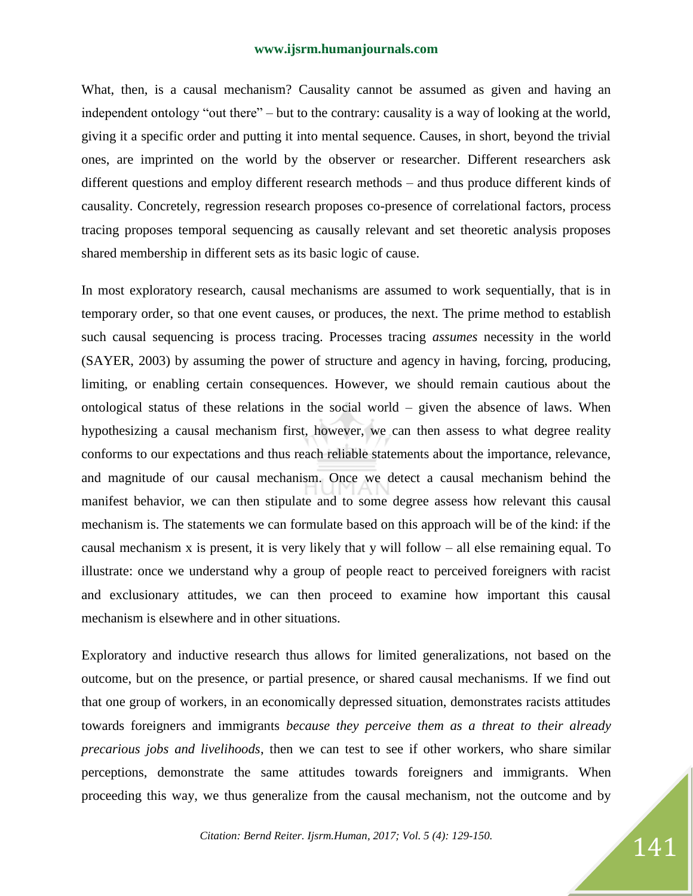What, then, is a causal mechanism? Causality cannot be assumed as given and having an independent ontology "out there" – but to the contrary: causality is a way of looking at the world, giving it a specific order and putting it into mental sequence. Causes, in short, beyond the trivial ones, are imprinted on the world by the observer or researcher. Different researchers ask different questions and employ different research methods – and thus produce different kinds of causality. Concretely, regression research proposes co-presence of correlational factors, process tracing proposes temporal sequencing as causally relevant and set theoretic analysis proposes shared membership in different sets as its basic logic of cause.

In most exploratory research, causal mechanisms are assumed to work sequentially, that is in temporary order, so that one event causes, or produces, the next. The prime method to establish such causal sequencing is process tracing. Processes tracing *assumes* necessity in the world (SAYER, 2003) by assuming the power of structure and agency in having, forcing, producing, limiting, or enabling certain consequences. However, we should remain cautious about the ontological status of these relations in the social world – given the absence of laws. When hypothesizing a causal mechanism first, however, we can then assess to what degree reality conforms to our expectations and thus reach reliable statements about the importance, relevance, and magnitude of our causal mechanism. Once we detect a causal mechanism behind the manifest behavior, we can then stipulate and to some degree assess how relevant this causal mechanism is. The statements we can formulate based on this approach will be of the kind: if the causal mechanism x is present, it is very likely that y will follow – all else remaining equal. To illustrate: once we understand why a group of people react to perceived foreigners with racist and exclusionary attitudes, we can then proceed to examine how important this causal mechanism is elsewhere and in other situations.

Exploratory and inductive research thus allows for limited generalizations, not based on the outcome, but on the presence, or partial presence, or shared causal mechanisms. If we find out that one group of workers, in an economically depressed situation, demonstrates racists attitudes towards foreigners and immigrants *because they perceive them as a threat to their already precarious jobs and livelihoods*, then we can test to see if other workers, who share similar perceptions, demonstrate the same attitudes towards foreigners and immigrants. When proceeding this way, we thus generalize from the causal mechanism, not the outcome and by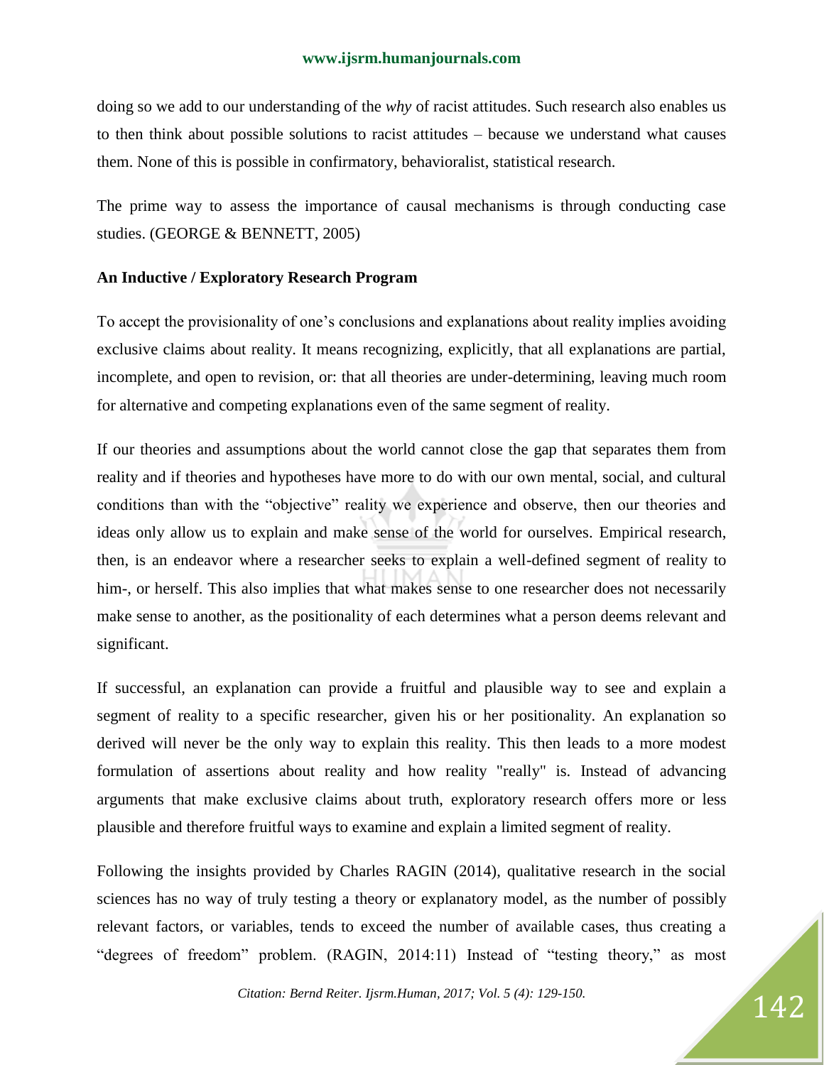doing so we add to our understanding of the *why* of racist attitudes. Such research also enables us to then think about possible solutions to racist attitudes – because we understand what causes them. None of this is possible in confirmatory, behavioralist, statistical research.

The prime way to assess the importance of causal mechanisms is through conducting case studies. (GEORGE & BENNETT, 2005)

**An Inductive / Exploratory Research Program**

To accept the provisionality of one's conclusions and explanations about reality implies avoiding exclusive claims about reality. It means recognizing, explicitly, that all explanations are partial, incomplete, and open to revision, or: that all theories are under-determining, leaving much room for alternative and competing explanations even of the same segment of reality.

If our theories and assumptions about the world cannot close the gap that separates them from reality and if theories and hypotheses have more to do with our own mental, social, and cultural conditions than with the "objective" reality we experience and observe, then our theories and ideas only allow us to explain and make sense of the world for ourselves. Empirical research, then, is an endeavor where a researcher seeks to explain a well-defined segment of reality to him-, or herself. This also implies that what makes sense to one researcher does not necessarily make sense to another, as the positionality of each determines what a person deems relevant and significant.

If successful, an explanation can provide a fruitful and plausible way to see and explain a segment of reality to a specific researcher, given his or her positionality. An explanation so derived will never be the only way to explain this reality. This then leads to a more modest formulation of assertions about reality and how reality "really" is. Instead of advancing arguments that make exclusive claims about truth, exploratory research offers more or less plausible and therefore fruitful ways to examine and explain a limited segment of reality.

Following the insights provided by Charles RAGIN (2014), qualitative research in the social sciences has no way of truly testing a theory or explanatory model, as the number of possibly relevant factors, or variables, tends to exceed the number of available cases, thus creating a "degrees of freedom" problem. (RAGIN, 2014:11) Instead of "testing theory," as most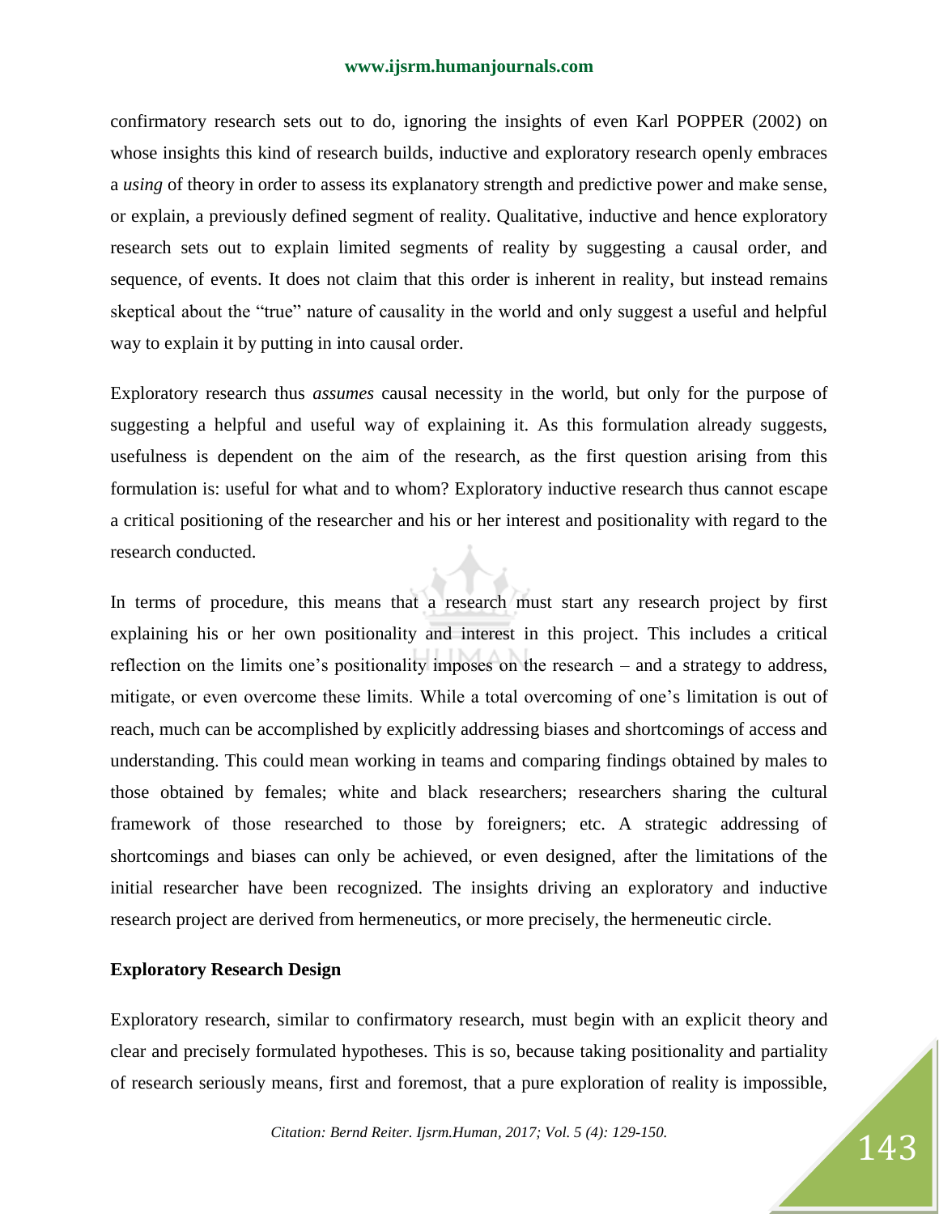confirmatory research sets out to do, ignoring the insights of even Karl POPPER (2002) on whose insights this kind of research builds, inductive and exploratory research openly embraces a *using* of theory in order to assess its explanatory strength and predictive power and make sense, or explain, a previously defined segment of reality. Qualitative, inductive and hence exploratory research sets out to explain limited segments of reality by suggesting a causal order, and sequence, of events. It does not claim that this order is inherent in reality, but instead remains skeptical about the "true" nature of causality in the world and only suggest a useful and helpful way to explain it by putting in into causal order.

Exploratory research thus *assumes* causal necessity in the world, but only for the purpose of suggesting a helpful and useful way of explaining it. As this formulation already suggests, usefulness is dependent on the aim of the research, as the first question arising from this formulation is: useful for what and to whom? Exploratory inductive research thus cannot escape a critical positioning of the researcher and his or her interest and positionality with regard to the research conducted.

In terms of procedure, this means that a research must start any research project by first explaining his or her own positionality and interest in this project. This includes a critical reflection on the limits one's positionality imposes on the research – and a strategy to address, mitigate, or even overcome these limits. While a total overcoming of one's limitation is out of reach, much can be accomplished by explicitly addressing biases and shortcomings of access and understanding. This could mean working in teams and comparing findings obtained by males to those obtained by females; white and black researchers; researchers sharing the cultural framework of those researched to those by foreigners; etc. A strategic addressing of shortcomings and biases can only be achieved, or even designed, after the limitations of the initial researcher have been recognized. The insights driving an exploratory and inductive research project are derived from hermeneutics, or more precisely, the hermeneutic circle.

**Exploratory Research Design**

Exploratory research, similar to confirmatory research, must begin with an explicit theory and clear and precisely formulated hypotheses. This is so, because taking positionality and partiality of research seriously means, first and foremost, that a pure exploration of reality is impossible,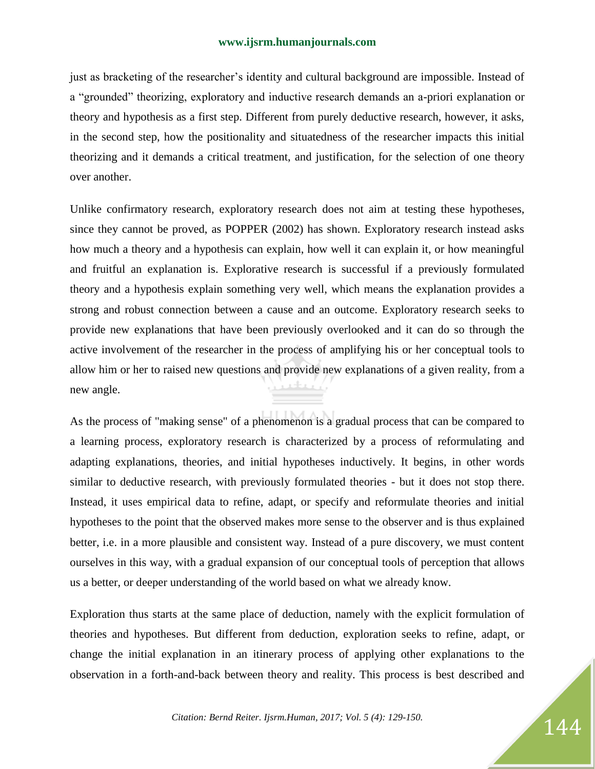just as bracketing of the researcher's identity and cultural background are impossible. Instead of a "grounded" theorizing, exploratory and inductive research demands an a-priori explanation or theory and hypothesis as a first step. Different from purely deductive research, however, it asks, in the second step, how the positionality and situatedness of the researcher impacts this initial theorizing and it demands a critical treatment, and justification, for the selection of one theory over another.

Unlike confirmatory research, exploratory research does not aim at testing these hypotheses, since they cannot be proved, as POPPER (2002) has shown. Exploratory research instead asks how much a theory and a hypothesis can explain, how well it can explain it, or how meaningful and fruitful an explanation is. Explorative research is successful if a previously formulated theory and a hypothesis explain something very well, which means the explanation provides a strong and robust connection between a cause and an outcome. Exploratory research seeks to provide new explanations that have been previously overlooked and it can do so through the active involvement of the researcher in the process of amplifying his or her conceptual tools to allow him or her to raised new questions and provide new explanations of a given reality, from a new angle.

As the process of "making sense" of a phenomenon is a gradual process that can be compared to a learning process, exploratory research is characterized by a process of reformulating and adapting explanations, theories, and initial hypotheses inductively. It begins, in other words similar to deductive research, with previously formulated theories - but it does not stop there. Instead, it uses empirical data to refine, adapt, or specify and reformulate theories and initial hypotheses to the point that the observed makes more sense to the observer and is thus explained better, i.e. in a more plausible and consistent way. Instead of a pure discovery, we must content ourselves in this way, with a gradual expansion of our conceptual tools of perception that allows us a better, or deeper understanding of the world based on what we already know.

Exploration thus starts at the same place of deduction, namely with the explicit formulation of theories and hypotheses. But different from deduction, exploration seeks to refine, adapt, or change the initial explanation in an itinerary process of applying other explanations to the observation in a forth-and-back between theory and reality. This process is best described and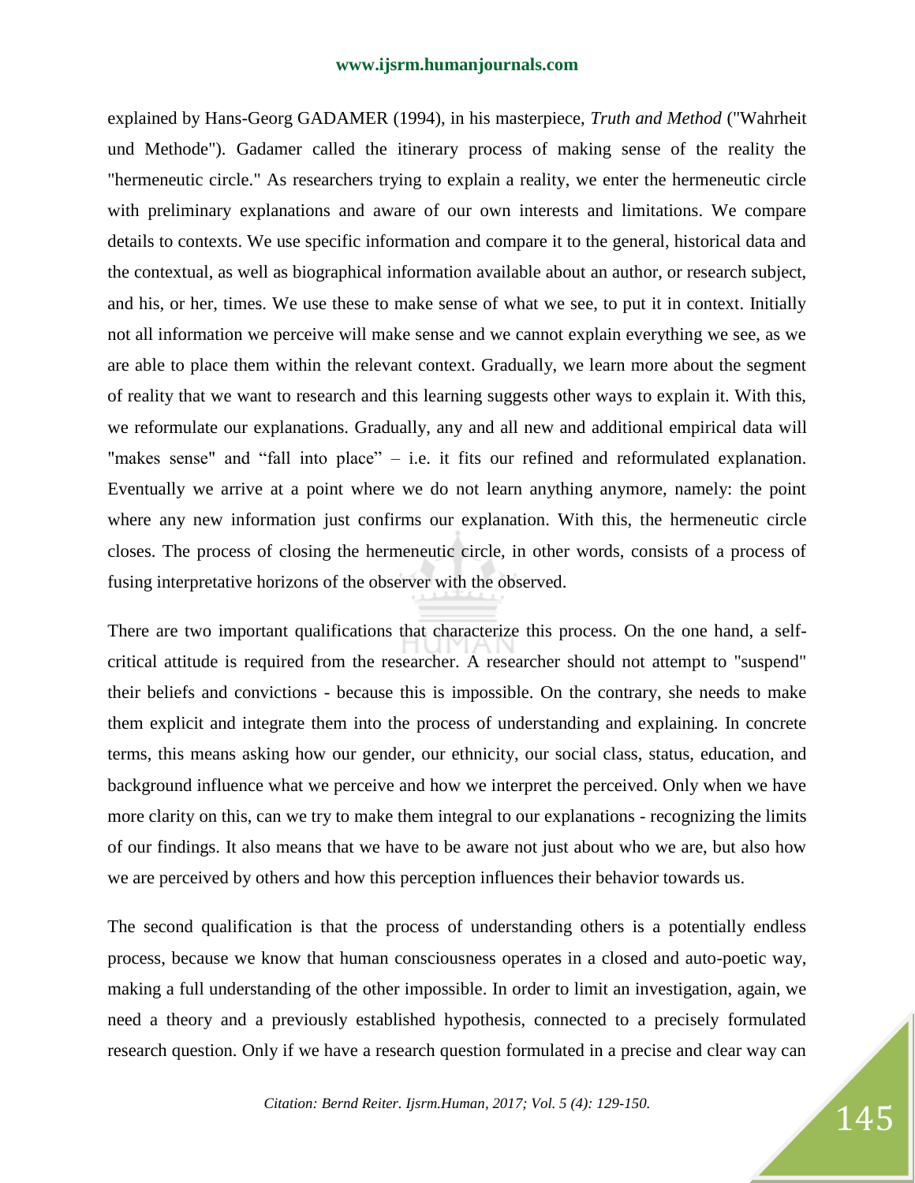explained by Hans-Georg GADAMER (1994), in his masterpiece, *Truth and Method* ("Wahrheit und Methode"). Gadamer called the itinerary process of making sense of the reality the "hermeneutic circle." As researchers trying to explain a reality, we enter the hermeneutic circle with preliminary explanations and aware of our own interests and limitations. We compare details to contexts. We use specific information and compare it to the general, historical data and the contextual, as well as biographical information available about an author, or research subject, and his, or her, times. We use these to make sense of what we see, to put it in context. Initially not all information we perceive will make sense and we cannot explain everything we see, as we are able to place them within the relevant context. Gradually, we learn more about the segment of reality that we want to research and this learning suggests other ways to explain it. With this, we reformulate our explanations. Gradually, any and all new and additional empirical data will "makes sense" and "fall into place" – i.e. it fits our refined and reformulated explanation. Eventually we arrive at a point where we do not learn anything anymore, namely: the point where any new information just confirms our explanation. With this, the hermeneutic circle closes. The process of closing the hermeneutic circle, in other words, consists of a process of fusing interpretative horizons of the observer with the observed.

There are two important qualifications that characterize this process. On the one hand, a self-critical attitude is required from the researcher. A researcher should not attempt to "suspend" their beliefs and convictions - because this is impossible. On the contrary, she needs to make them explicit and integrate them into the process of understanding and explaining. In concrete terms, this means asking how our gender, our ethnicity, our social class, status, education, and background influence what we perceive and how we interpret the perceived. Only when we have more clarity on this, can we try to make them integral to our explanations - recognizing the limits of our findings. It also means that we have to be aware not just about who we are, but also how we are perceived by others and how this perception influences their behavior towards us.

The second qualification is that the process of understanding others is a potentially endless process, because we know that human consciousness operates in a closed and auto-poetic way, making a full understanding of the other impossible. In order to limit an investigation, again, we need a theory and a previously established hypothesis, connected to a precisely formulated research question. Only if we have a research question formulated in a precise and clear way can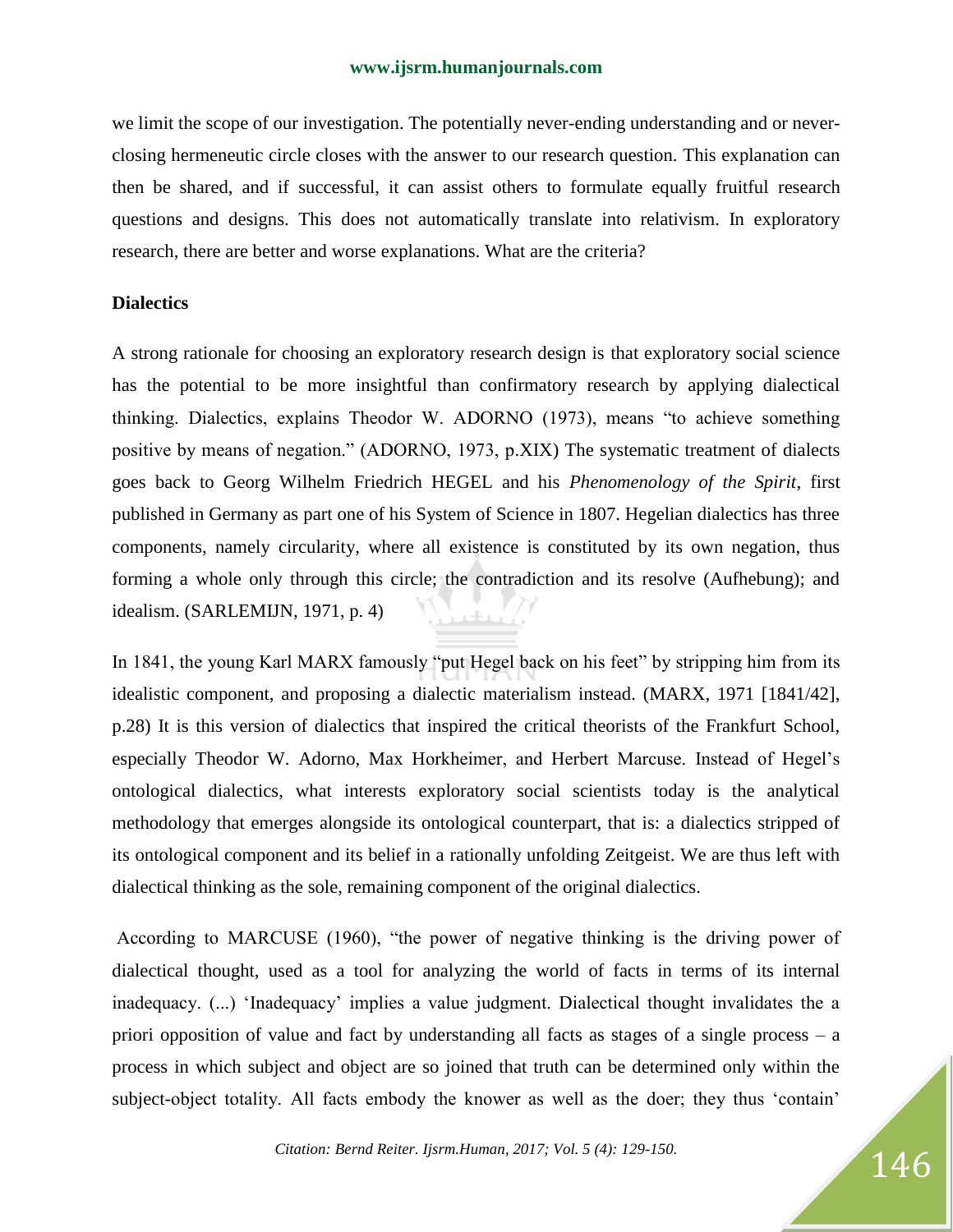we limit the scope of our investigation. The potentially never-ending understanding and or never-closing hermeneutic circle closes with the answer to our research question. This explanation can then be shared, and if successful, it can assist others to formulate equally fruitful research questions and designs. This does not automatically translate into relativism. In exploratory research, there are better and worse explanations. What are the criteria?

**Dialectics**

A strong rationale for choosing an exploratory research design is that exploratory social science has the potential to be more insightful than confirmatory research by applying dialectical thinking. Dialectics, explains Theodor W. ADORNO (1973), means "to achieve something positive by means of negation." (ADORNO, 1973, p.XIX) The systematic treatment of dialects goes back to Georg Wilhelm Friedrich HEGEL and his *Phenomenology of the Spirit*, first published in Germany as part one of his System of Science in 1807. Hegelian dialectics has three components, namely circularity, where all existence is constituted by its own negation, thus forming a whole only through this circle; the contradiction and its resolve (Aufhebung); and idealism. (SARLEMIJN, 1971, p. 4)

In 1841, the young Karl MARX famously "put Hegel back on his feet" by stripping him from its idealistic component, and proposing a dialectic materialism instead. (MARX, 1971 [1841/42], p.28) It is this version of dialectics that inspired the critical theorists of the Frankfurt School, especially Theodor W. Adorno, Max Horkheimer, and Herbert Marcuse. Instead of Hegel's ontological dialectics, what interests exploratory social scientists today is the analytical methodology that emerges alongside its ontological counterpart, that is: a dialectics stripped of its ontological component and its belief in a rationally unfolding Zeitgeist. We are thus left with dialectical thinking as the sole, remaining component of the original dialectics.

According to MARCUSE (1960), "the power of negative thinking is the driving power of dialectical thought, used as a tool for analyzing the world of facts in terms of its internal inadequacy. (...) 'Inadequacy' implies a value judgment. Dialectical thought invalidates the a priori opposition of value and fact by understanding all facts as stages of a single process – a process in which subject and object are so joined that truth can be determined only within the subject-object totality. All facts embody the knower as well as the doer; they thus 'contain'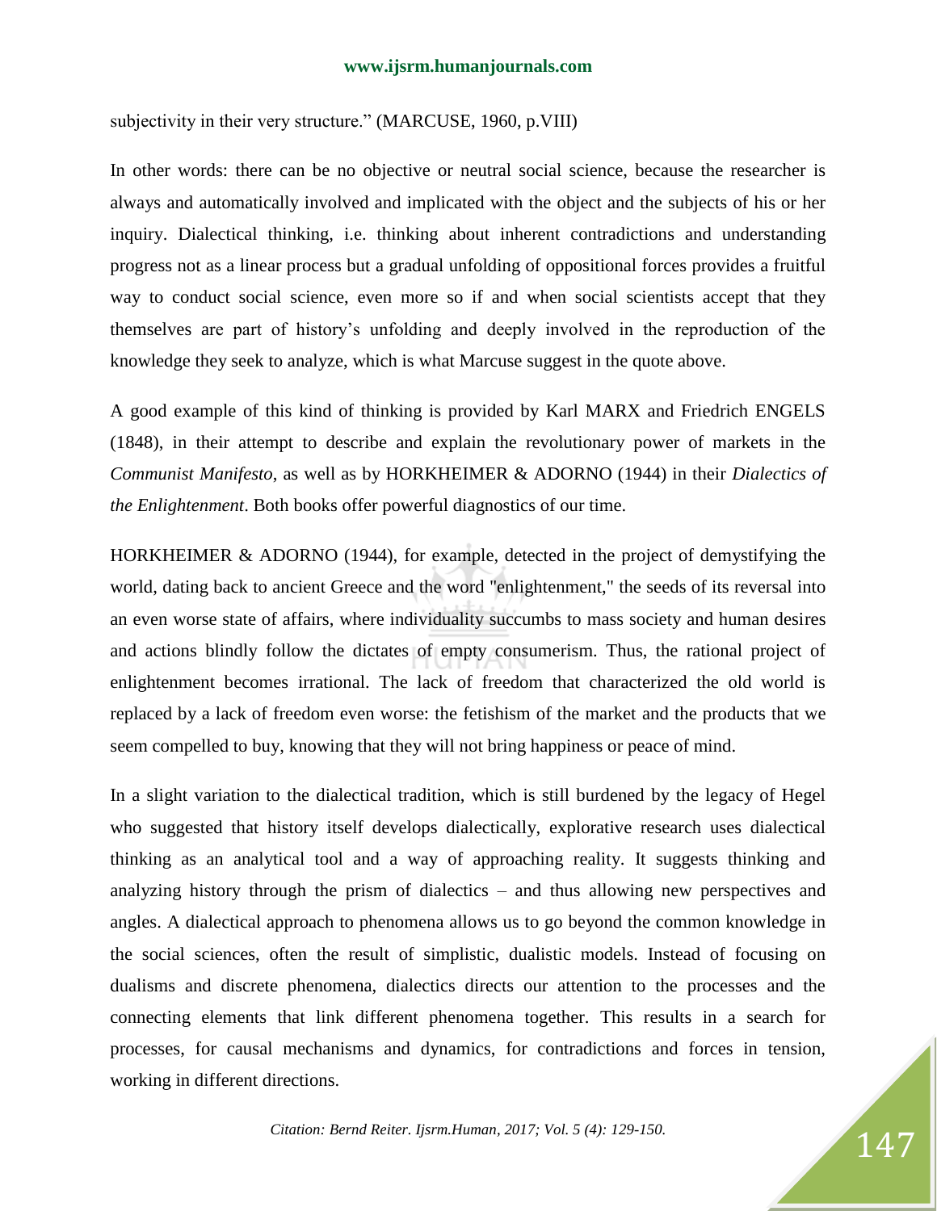subjectivity in their very structure." (MARCUSE, 1960, p.VIII)

In other words: there can be no objective or neutral social science, because the researcher is always and automatically involved and implicated with the object and the subjects of his or her inquiry. Dialectical thinking, i.e. thinking about inherent contradictions and understanding progress not as a linear process but a gradual unfolding of oppositional forces provides a fruitful way to conduct social science, even more so if and when social scientists accept that they themselves are part of history's unfolding and deeply involved in the reproduction of the knowledge they seek to analyze, which is what Marcuse suggest in the quote above.

A good example of this kind of thinking is provided by Karl MARX and Friedrich ENGELS (1848), in their attempt to describe and explain the revolutionary power of markets in the *Communist Manifesto*, as well as by HORKHEIMER & ADORNO (1944) in their *Dialectics of the Enlightenment*. Both books offer powerful diagnostics of our time.

HORKHEIMER & ADORNO (1944), for example, detected in the project of demystifying the world, dating back to ancient Greece and the word "enlightenment," the seeds of its reversal into an even worse state of affairs, where individuality succumbs to mass society and human desires and actions blindly follow the dictates of empty consumerism. Thus, the rational project of enlightenment becomes irrational. The lack of freedom that characterized the old world is replaced by a lack of freedom even worse: the fetishism of the market and the products that we seem compelled to buy, knowing that they will not bring happiness or peace of mind.

In a slight variation to the dialectical tradition, which is still burdened by the legacy of Hegel who suggested that history itself develops dialectically, explorative research uses dialectical thinking as an analytical tool and a way of approaching reality. It suggests thinking and analyzing history through the prism of dialectics – and thus allowing new perspectives and angles. A dialectical approach to phenomena allows us to go beyond the common knowledge in the social sciences, often the result of simplistic, dualistic models. Instead of focusing on dualisms and discrete phenomena, dialectics directs our attention to the processes and the connecting elements that link different phenomena together. This results in a search for processes, for causal mechanisms and dynamics, for contradictions and forces in tension, working in different directions.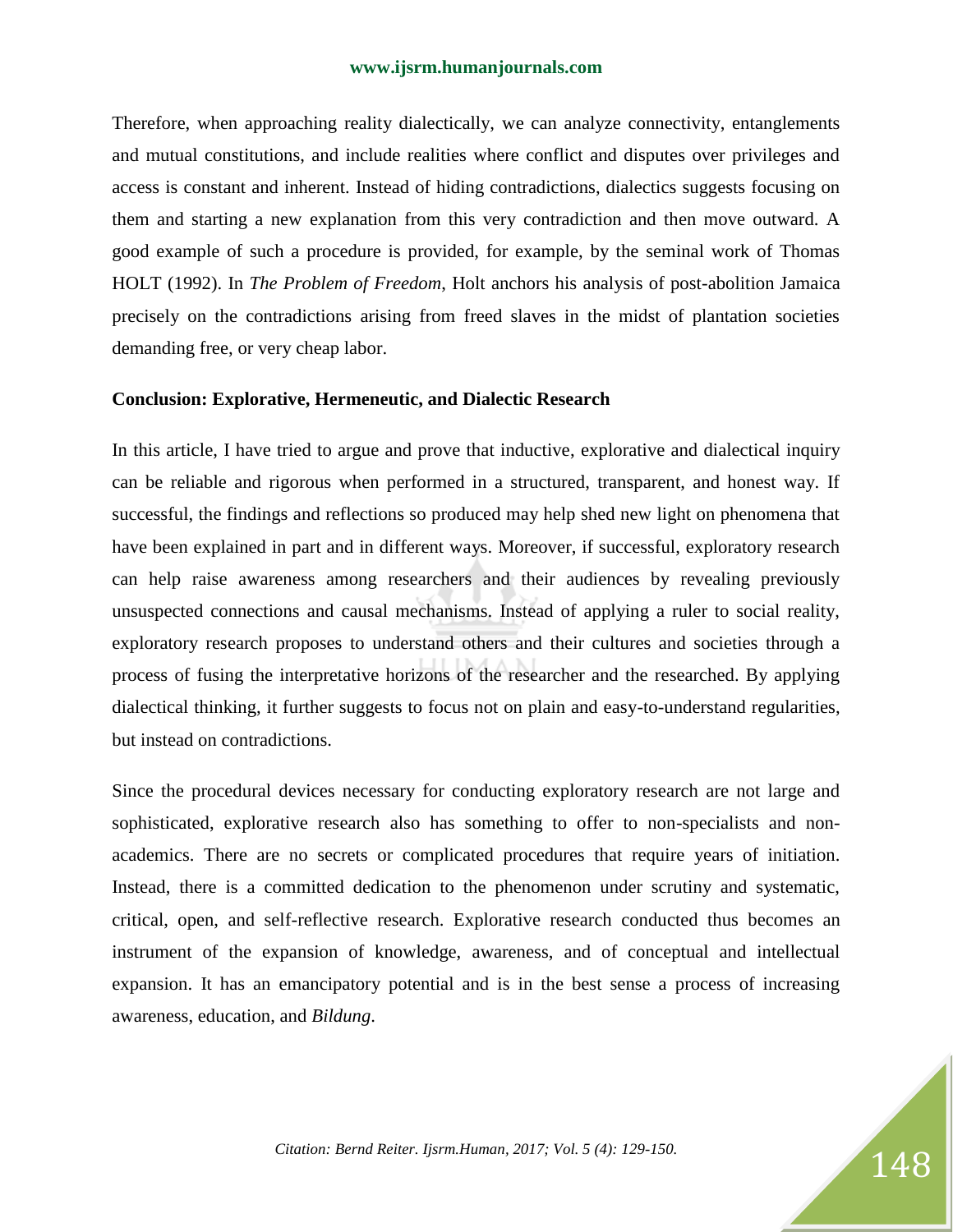Therefore, when approaching reality dialectically, we can analyze connectivity, entanglements and mutual constitutions, and include realities where conflict and disputes over privileges and access is constant and inherent. Instead of hiding contradictions, dialectics suggests focusing on them and starting a new explanation from this very contradiction and then move outward. A good example of such a procedure is provided, for example, by the seminal work of Thomas HOLT (1992). In *The Problem of Freedom*, Holt anchors his analysis of post-abolition Jamaica precisely on the contradictions arising from freed slaves in the midst of plantation societies demanding free, or very cheap labor.

**Conclusion: Explorative, Hermeneutic, and Dialectic Research**

In this article, I have tried to argue and prove that inductive, explorative and dialectical inquiry can be reliable and rigorous when performed in a structured, transparent, and honest way. If successful, the findings and reflections so produced may help shed new light on phenomena that have been explained in part and in different ways. Moreover, if successful, exploratory research can help raise awareness among researchers and their audiences by revealing previously unsuspected connections and causal mechanisms. Instead of applying a ruler to social reality, exploratory research proposes to understand others and their cultures and societies through a process of fusing the interpretative horizons of the researcher and the researched. By applying dialectical thinking, it further suggests to focus not on plain and easy-to-understand regularities, but instead on contradictions.

Since the procedural devices necessary for conducting exploratory research are not large and sophisticated, explorative research also has something to offer to non-specialists and non-academics. There are no secrets or complicated procedures that require years of initiation. Instead, there is a committed dedication to the phenomenon under scrutiny and systematic, critical, open, and self-reflective research. Explorative research conducted thus becomes an instrument of the expansion of knowledge, awareness, and of conceptual and intellectual expansion. It has an emancipatory potential and is in the best sense a process of increasing awareness, education, and *Bildung*.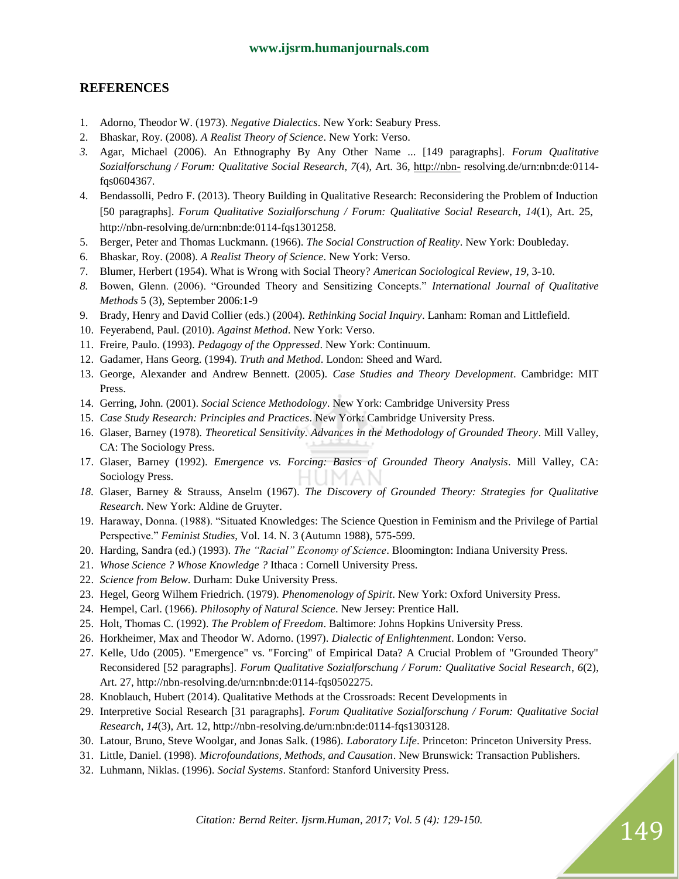## REFERENCES

1. Adorno, Theodor W. (1973). *Negative Dialectics*. New York: Seabury Press.
2. Bhaskar, Roy. (2008). *A Realist Theory of Science*. New York: Verso.
3. Agar, Michael (2006). An Ethnography By Any Other Name ... [149 paragraphs]. *Forum Qualitative Sozialforschung / Forum: Qualitative Social Research*, *7*(4), Art. 36, http://nbn- resolving.de/urn:nbn:de:0114-fqs0604367.
4. Bendassolli, Pedro F. (2013). Theory Building in Qualitative Research: Reconsidering the Problem of Induction [50 paragraphs]. *Forum Qualitative Sozialforschung / Forum: Qualitative Social Research*, *14*(1), Art. 25, http://nbn-resolving.de/urn:nbn:de:0114-fqs1301258.
5. Berger, Peter and Thomas Luckmann. (1966). *The Social Construction of Reality*. New York: Doubleday.
6. Bhaskar, Roy. (2008). *A Realist Theory of Science*. New York: Verso.
7. Blumer, Herbert (1954). What is Wrong with Social Theory? *American Sociological Review*, *19*, 3-10.
8. Bowen, Glenn. (2006). "Grounded Theory and Sensitizing Concepts." *International Journal of Qualitative Methods* 5 (3), September 2006:1-9
9. Brady, Henry and David Collier (eds.) (2004). *Rethinking Social Inquiry*. Lanham: Roman and Littlefield.
10. Feyerabend, Paul. (2010). *Against Method*. New York: Verso.
11. Freire, Paulo. (1993). *Pedagogy of the Oppressed*. New York: Continuum.
12. Gadamer, Hans Georg. (1994). *Truth and Method*. London: Sheed and Ward.
13. George, Alexander and Andrew Bennett. (2005). *Case Studies and Theory Development*. Cambridge: MIT Press.
14. Gerring, John. (2001). *Social Science Methodology*. New York: Cambridge University Press
15. *Case Study Research: Principles and Practices*. New York: Cambridge University Press.
16. Glaser, Barney (1978). *Theoretical Sensitivity. Advances in the Methodology of Grounded Theory*. Mill Valley, CA: The Sociology Press.
17. Glaser, Barney (1992). *Emergence vs. Forcing: Basics of Grounded Theory Analysis*. Mill Valley, CA: Sociology Press.
18. Glaser, Barney & Strauss, Anselm (1967). *The Discovery of Grounded Theory: Strategies for Qualitative Research*. New York: Aldine de Gruyter.
19. Haraway, Donna. (1988). "Situated Knowledges: The Science Question in Feminism and the Privilege of Partial Perspective." *Feminist Studies*, Vol. 14. N. 3 (Autumn 1988), 575-599.
20. Harding, Sandra (ed.) (1993). *The "Racial" Economy of Science*. Bloomington: Indiana University Press.
21. *Whose Science ? Whose Knowledge ?* Ithaca : Cornell University Press.
22. *Science from Below*. Durham: Duke University Press.
23. Hegel, Georg Wilhem Friedrich. (1979). *Phenomenology of Spirit*. New York: Oxford University Press.
24. Hempel, Carl. (1966). *Philosophy of Natural Science*. New Jersey: Prentice Hall.
25. Holt, Thomas C. (1992). *The Problem of Freedom*. Baltimore: Johns Hopkins University Press.
26. Horkheimer, Max and Theodor W. Adorno. (1997). *Dialectic of Enlightenment*. London: Verso.
27. Kelle, Udo (2005). "Emergence" vs. "Forcing" of Empirical Data? A Crucial Problem of "Grounded Theory" Reconsidered [52 paragraphs]. *Forum Qualitative Sozialforschung / Forum: Qualitative Social Research*, *6*(2), Art. 27, http://nbn-resolving.de/urn:nbn:de:0114-fqs0502275.
28. Knoblauch, Hubert (2014). Qualitative Methods at the Crossroads: Recent Developments in
29. Interpretive Social Research [31 paragraphs]. *Forum Qualitative Sozialforschung / Forum: Qualitative Social Research*, *14*(3), Art. 12, http://nbn-resolving.de/urn:nbn:de:0114-fqs1303128.
30. Latour, Bruno, Steve Woolgar, and Jonas Salk. (1986). *Laboratory Life*. Princeton: Princeton University Press.
31. Little, Daniel. (1998). *Microfoundations, Methods, and Causation*. New Brunswick: Transaction Publishers.
32. Luhmann, Niklas. (1996). *Social Systems*. Stanford: Stanford University Press.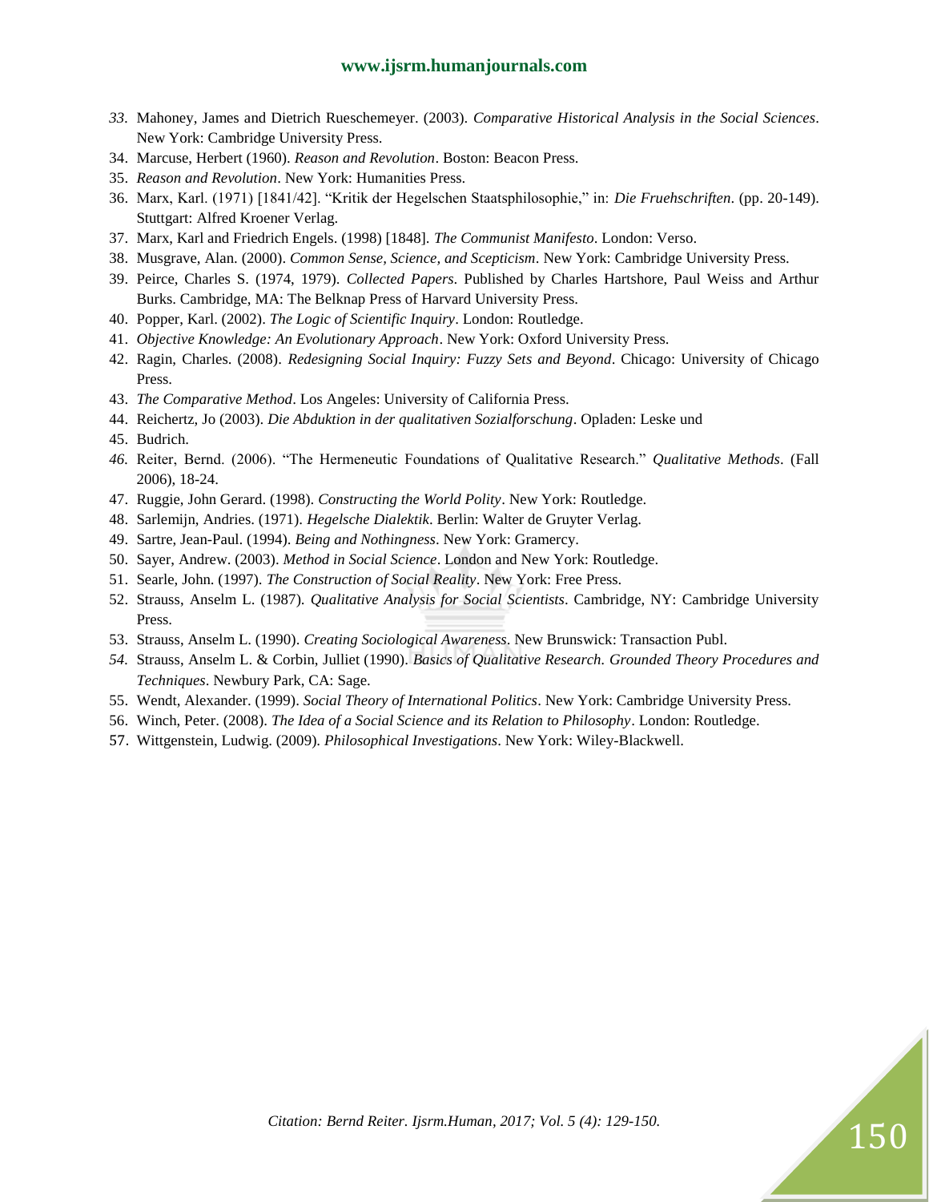33. Mahoney, James and Dietrich Rueschemeyer. (2003). *Comparative Historical Analysis in the Social Sciences*. New York: Cambridge University Press.
34. Marcuse, Herbert (1960). *Reason and Revolution*. Boston: Beacon Press.
35. *Reason and Revolution*. New York: Humanities Press.
36. Marx, Karl. (1971) [1841/42]. "Kritik der Hegelschen Staatsphilosophie," in: *Die Fruehschriften*. (pp. 20-149). Stuttgart: Alfred Kroener Verlag.
37. Marx, Karl and Friedrich Engels. (1998) [1848]. *The Communist Manifesto*. London: Verso.
38. Musgrave, Alan. (2000). *Common Sense, Science, and Scepticism*. New York: Cambridge University Press.
39. Peirce, Charles S. (1974, 1979). *Collected Papers*. Published by Charles Hartshore, Paul Weiss and Arthur Burks. Cambridge, MA: The Belknap Press of Harvard University Press.
40. Popper, Karl. (2002). *The Logic of Scientific Inquiry*. London: Routledge.
41. *Objective Knowledge: An Evolutionary Approach*. New York: Oxford University Press.
42. Ragin, Charles. (2008). *Redesigning Social Inquiry: Fuzzy Sets and Beyond*. Chicago: University of Chicago Press.
43. *The Comparative Method*. Los Angeles: University of California Press.
44. Reichertz, Jo (2003). *Die Abduktion in der qualitativen Sozialforschung*. Opladen: Leske und
45. Budrich.
46. Reiter, Bernd. (2006). "The Hermeneutic Foundations of Qualitative Research." *Qualitative Methods*. (Fall 2006), 18-24.
47. Ruggie, John Gerard. (1998). *Constructing the World Polity*. New York: Routledge.
48. Sarlemijn, Andries. (1971). *Hegelsche Dialektik*. Berlin: Walter de Gruyter Verlag.
49. Sartre, Jean-Paul. (1994). *Being and Nothingness*. New York: Gramercy.
50. Sayer, Andrew. (2003). *Method in Social Science*. London and New York: Routledge.
51. Searle, John. (1997). *The Construction of Social Reality*. New York: Free Press.
52. Strauss, Anselm L. (1987). *Qualitative Analysis for Social Scientists*. Cambridge, NY: Cambridge University Press.
53. Strauss, Anselm L. (1990). *Creating Sociological Awareness*. New Brunswick: Transaction Publ.
54. Strauss, Anselm L. & Corbin, Julliet (1990). *Basics of Qualitative Research. Grounded Theory Procedures and Techniques*. Newbury Park, CA: Sage.
55. Wendt, Alexander. (1999). *Social Theory of International Politics*. New York: Cambridge University Press.
56. Winch, Peter. (2008). *The Idea of a Social Science and its Relation to Philosophy*. London: Routledge.
57. Wittgenstein, Ludwig. (2009). *Philosophical Investigations*. New York: Wiley-Blackwell.